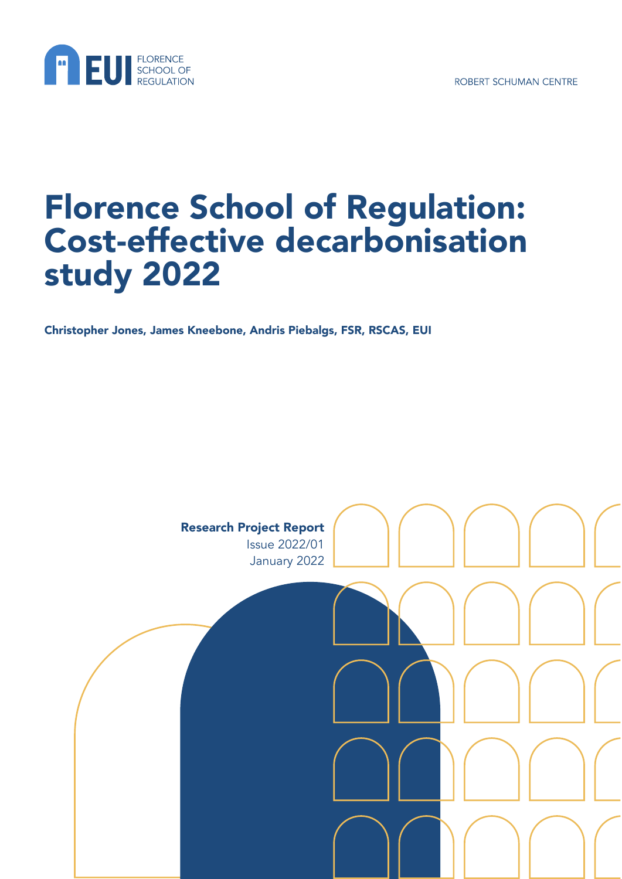EUI FLORENCE SCHOOL OF REGULATION

ROBERT SCHUMAN CENTRE

# Florence School of Regulation: Cost-effective decarbonisation study 2022

**Christopher Jones, James Kneebone, Andris Piebalgs, FSR, RSCAS, EUI**

**Research Project Report**
Issue 2022/01
January 2022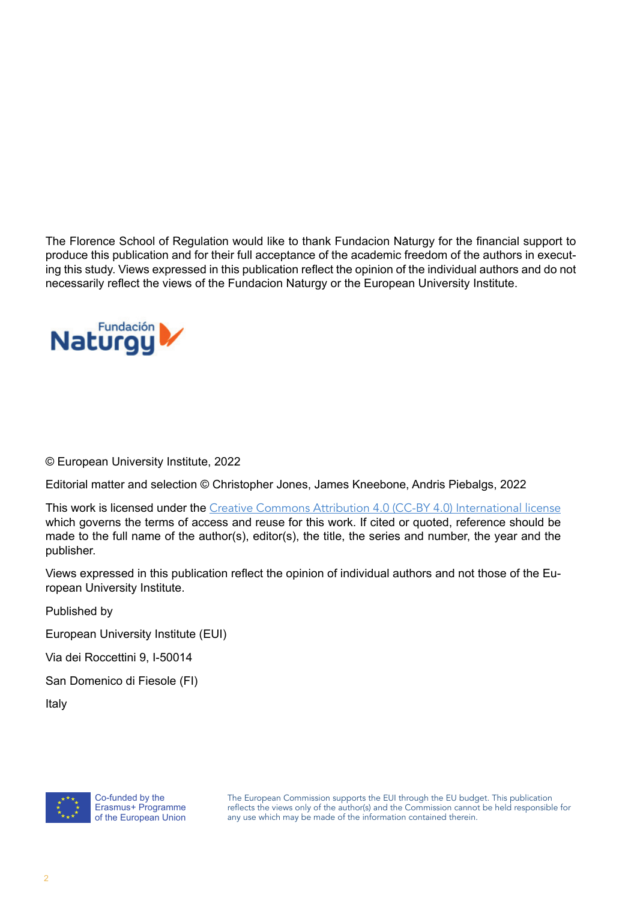The Florence School of Regulation would like to thank Fundacion Naturgy for the financial support to produce this publication and for their full acceptance of the academic freedom of the authors in executing this study. Views expressed in this publication reflect the opinion of the individual authors and do not necessarily reflect the views of the Fundacion Naturgy or the European University Institute.

Fundación Naturgy

© European University Institute, 2022

Editorial matter and selection © Christopher Jones, James Kneebone, Andris Piebalgs, 2022

This work is licensed under the Creative Commons Attribution 4.0 (CC-BY 4.0) International license which governs the terms of access and reuse for this work. If cited or quoted, reference should be made to the full name of the author(s), editor(s), the title, the series and number, the year and the publisher.

Views expressed in this publication reflect the opinion of individual authors and not those of the European University Institute.

Published by

European University Institute (EUI)

Via dei Roccettini 9, I-50014

San Domenico di Fiesole (FI)

Italy

Co-funded by the Erasmus+ Programme of the European Union

The European Commission supports the EUI through the EU budget. This publication reflects the views only of the author(s) and the Commission cannot be held responsible for any use which may be made of the information contained therein.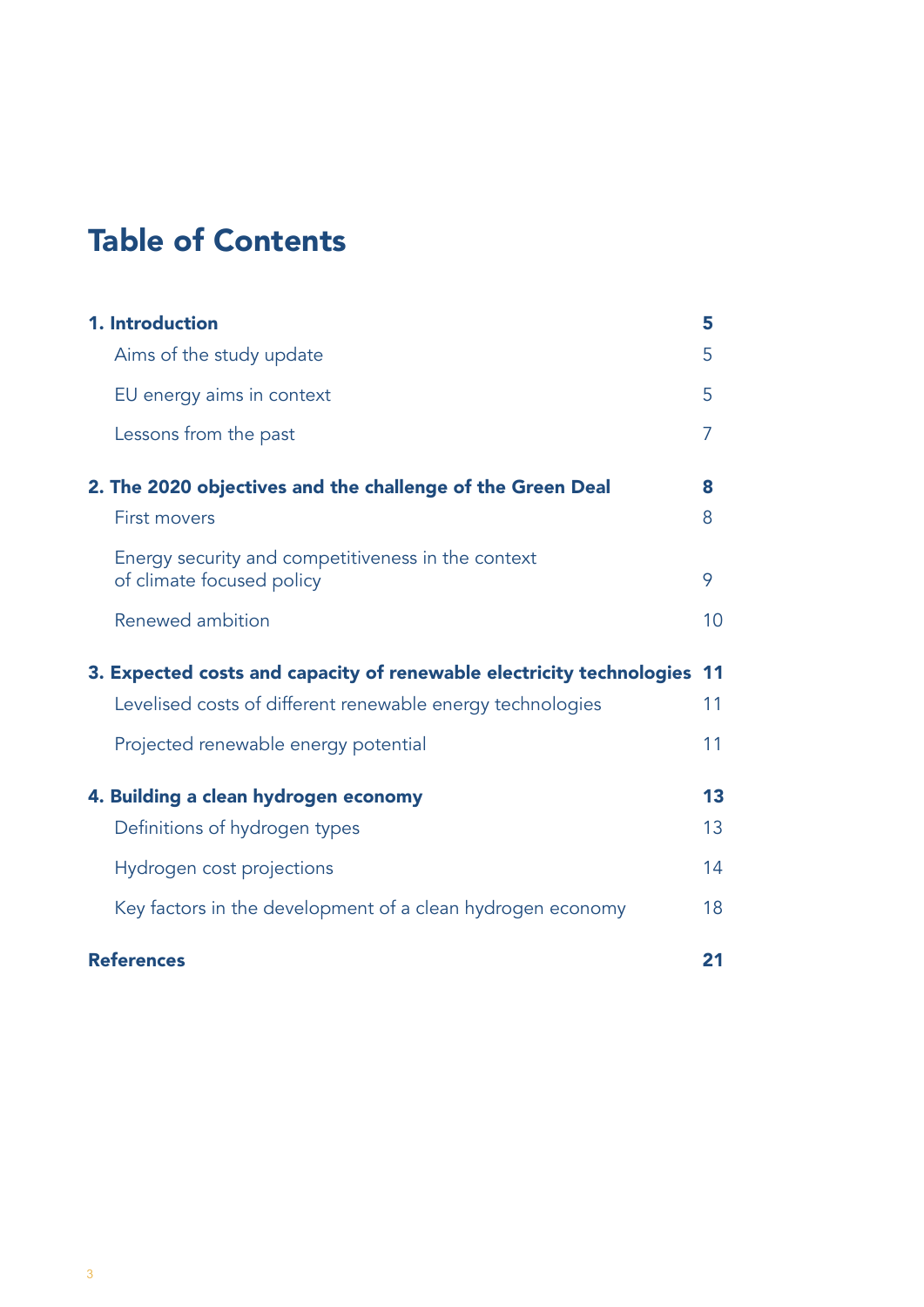# Table of Contents

| | |
|---|---|
| **1. Introduction** | **5** |
| Aims of the study update | 5 |
| EU energy aims in context | 5 |
| Lessons from the past | 7 |
| **2. The 2020 objectives and the challenge of the Green Deal** | **8** |
| First movers | 8 |
| Energy security and competitiveness in the context of climate focused policy | 9 |
| Renewed ambition | 10 |
| **3. Expected costs and capacity of renewable electricity technologies** | **11** |
| Levelised costs of different renewable energy technologies | 11 |
| Projected renewable energy potential | 11 |
| **4. Building a clean hydrogen economy** | **13** |
| Definitions of hydrogen types | 13 |
| Hydrogen cost projections | 14 |
| Key factors in the development of a clean hydrogen economy | 18 |
| **References** | **21** |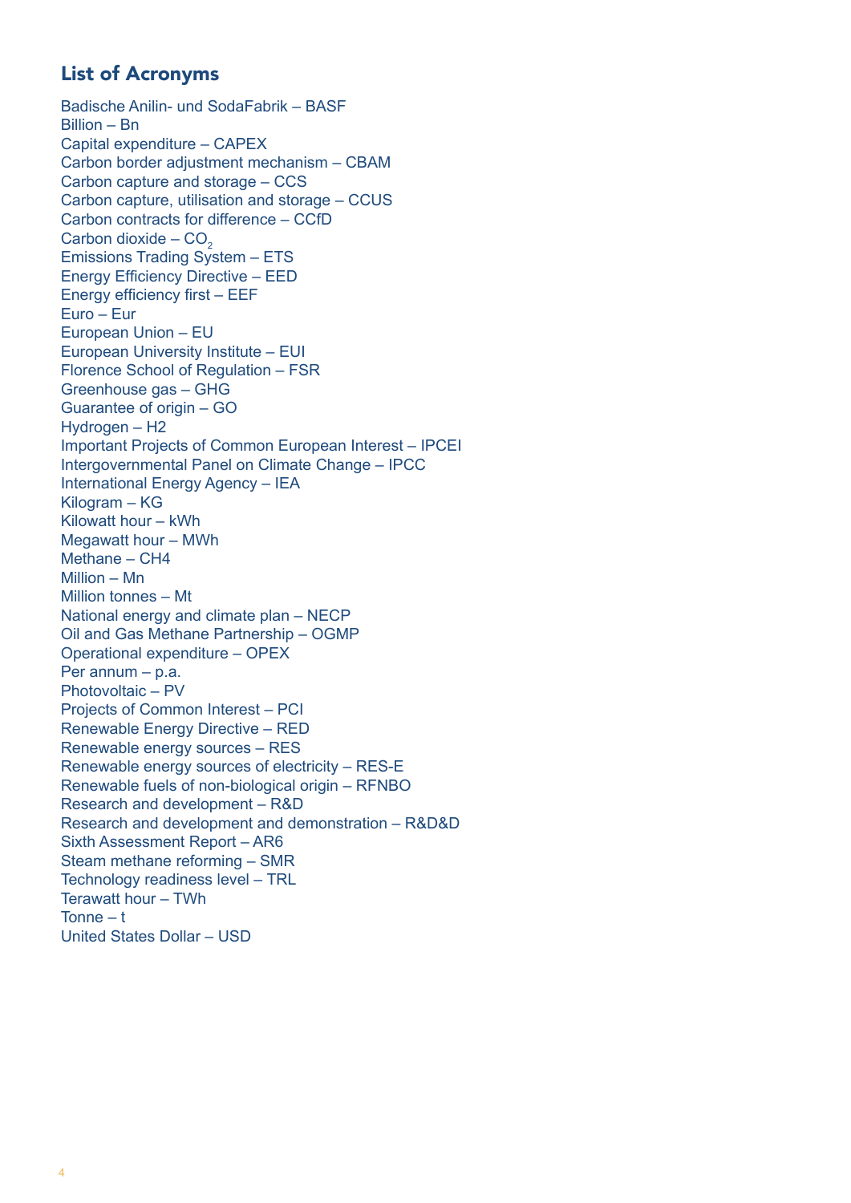## List of Acronyms

Badische Anilin- und SodaFabrik – BASF
Billion – Bn
Capital expenditure – CAPEX
Carbon border adjustment mechanism – CBAM
Carbon capture and storage – CCS
Carbon capture, utilisation and storage – CCUS
Carbon contracts for difference – CCfD
Carbon dioxide – $CO_2$
Emissions Trading System – ETS
Energy Efficiency Directive – EED
Energy efficiency first – EEF
Euro – Eur
European Union – EU
European University Institute – EUI
Florence School of Regulation – FSR
Greenhouse gas – GHG
Guarantee of origin – GO
Hydrogen – H2
Important Projects of Common European Interest – IPCEI
Intergovernmental Panel on Climate Change – IPCC
International Energy Agency – IEA
Kilogram – KG
Kilowatt hour – kWh
Megawatt hour – MWh
Methane – CH4
Million – Mn
Million tonnes – Mt
National energy and climate plan – NECP
Oil and Gas Methane Partnership – OGMP
Operational expenditure – OPEX
Per annum – p.a.
Photovoltaic – PV
Projects of Common Interest – PCI
Renewable Energy Directive – RED
Renewable energy sources – RES
Renewable energy sources of electricity – RES-E
Renewable fuels of non-biological origin – RFNBO
Research and development – R&D
Research and development and demonstration – R&D&D
Sixth Assessment Report – AR6
Steam methane reforming – SMR
Technology readiness level – TRL
Terawatt hour – TWh
Tonne – t
United States Dollar – USD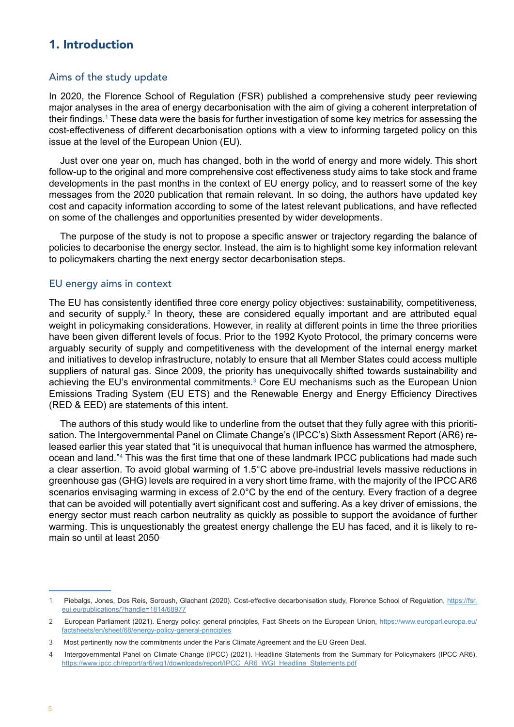# 1. Introduction

## Aims of the study update

In 2020, the Florence School of Regulation (FSR) published a comprehensive study peer reviewing major analyses in the area of energy decarbonisation with the aim of giving a coherent interpretation of their findings.[1] These data were the basis for further investigation of some key metrics for assessing the cost-effectiveness of different decarbonisation options with a view to informing targeted policy on this issue at the level of the European Union (EU).

Just over one year on, much has changed, both in the world of energy and more widely. This short follow-up to the original and more comprehensive cost effectiveness study aims to take stock and frame developments in the past months in the context of EU energy policy, and to reassert some of the key messages from the 2020 publication that remain relevant. In so doing, the authors have updated key cost and capacity information according to some of the latest relevant publications, and have reflected on some of the challenges and opportunities presented by wider developments.

The purpose of the study is not to propose a specific answer or trajectory regarding the balance of policies to decarbonise the energy sector. Instead, the aim is to highlight some key information relevant to policymakers charting the next energy sector decarbonisation steps.

## EU energy aims in context

The EU has consistently identified three core energy policy objectives: sustainability, competitiveness, and security of supply.[2] In theory, these are considered equally important and are attributed equal weight in policymaking considerations. However, in reality at different points in time the three priorities have been given different levels of focus. Prior to the 1992 Kyoto Protocol, the primary concerns were arguably security of supply and competitiveness with the development of the internal energy market and initiatives to develop infrastructure, notably to ensure that all Member States could access multiple suppliers of natural gas. Since 2009, the priority has unequivocally shifted towards sustainability and achieving the EU's environmental commitments.[3] Core EU mechanisms such as the European Union Emissions Trading System (EU ETS) and the Renewable Energy and Energy Efficiency Directives (RED & EED) are statements of this intent.

The authors of this study would like to underline from the outset that they fully agree with this prioritisation. The Intergovernmental Panel on Climate Change's (IPCC's) Sixth Assessment Report (AR6) released earlier this year stated that "it is unequivocal that human influence has warmed the atmosphere, ocean and land."[4] This was the first time that one of these landmark IPCC publications had made such a clear assertion. To avoid global warming of 1.5°C above pre-industrial levels massive reductions in greenhouse gas (GHG) levels are required in a very short time frame, with the majority of the IPCC AR6 scenarios envisaging warming in excess of 2.0°C by the end of the century. Every fraction of a degree that can be avoided will potentially avert significant cost and suffering. As a key driver of emissions, the energy sector must reach carbon neutrality as quickly as possible to support the avoidance of further warming. This is unquestionably the greatest energy challenge the EU has faced, and it is likely to remain so until at least 2050.

---

1 Piebalgs, Jones, Dos Reis, Soroush, Glachant (2020). Cost-effective decarbonisation study, Florence School of Regulation, https://fsr.eui.eu/publications/?handle=1814/68977

2 European Parliament (2021). Energy policy: general principles, Fact Sheets on the European Union, https://www.europarl.europa.eu/factsheets/en/sheet/68/energy-policy-general-principles

3 Most pertinently now the commitments under the Paris Climate Agreement and the EU Green Deal.

4 Intergovernmental Panel on Climate Change (IPCC) (2021). Headline Statements from the Summary for Policymakers (IPCC AR6), https://www.ipcc.ch/report/ar6/wg1/downloads/report/IPCC_AR6_WGI_Headline_Statements.pdf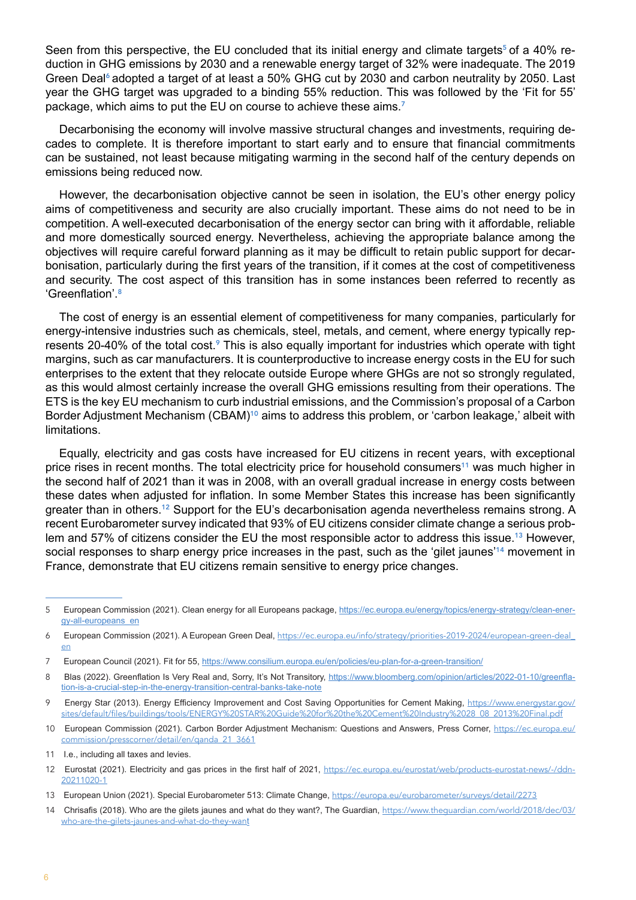Seen from this perspective, the EU concluded that its initial energy and climate targets[5] of a 40% reduction in GHG emissions by 2030 and a renewable energy target of 32% were inadequate. The 2019 Green Deal[6] adopted a target of at least a 50% GHG cut by 2030 and carbon neutrality by 2050. Last year the GHG target was upgraded to a binding 55% reduction. This was followed by the 'Fit for 55' package, which aims to put the EU on course to achieve these aims.[7]

Decarbonising the economy will involve massive structural changes and investments, requiring decades to complete. It is therefore important to start early and to ensure that financial commitments can be sustained, not least because mitigating warming in the second half of the century depends on emissions being reduced now.

However, the decarbonisation objective cannot be seen in isolation, the EU's other energy policy aims of competitiveness and security are also crucially important. These aims do not need to be in competition. A well-executed decarbonisation of the energy sector can bring with it affordable, reliable and more domestically sourced energy. Nevertheless, achieving the appropriate balance among the objectives will require careful forward planning as it may be difficult to retain public support for decarbonisation, particularly during the first years of the transition, if it comes at the cost of competitiveness and security. The cost aspect of this transition has in some instances been referred to recently as 'Greenflation'.[8]

The cost of energy is an essential element of competitiveness for many companies, particularly for energy-intensive industries such as chemicals, steel, metals, and cement, where energy typically represents 20-40% of the total cost.[9] This is also equally important for industries which operate with tight margins, such as car manufacturers. It is counterproductive to increase energy costs in the EU for such enterprises to the extent that they relocate outside Europe where GHGs are not so strongly regulated, as this would almost certainly increase the overall GHG emissions resulting from their operations. The ETS is the key EU mechanism to curb industrial emissions, and the Commission's proposal of a Carbon Border Adjustment Mechanism (CBAM)[10] aims to address this problem, or 'carbon leakage,' albeit with limitations.

Equally, electricity and gas costs have increased for EU citizens in recent years, with exceptional price rises in recent months. The total electricity price for household consumers[11] was much higher in the second half of 2021 than it was in 2008, with an overall gradual increase in energy costs between these dates when adjusted for inflation. In some Member States this increase has been significantly greater than in others.[12] Support for the EU's decarbonisation agenda nevertheless remains strong. A recent Eurobarometer survey indicated that 93% of EU citizens consider climate change a serious problem and 57% of citizens consider the EU the most responsible actor to address this issue.[13] However, social responses to sharp energy price increases in the past, such as the 'gilet jaunes'[14] movement in France, demonstrate that EU citizens remain sensitive to energy price changes.

---

5 European Commission (2021). Clean energy for all Europeans package, https://ec.europa.eu/energy/topics/energy-strategy/clean-energy-all-europeans_en

6 European Commission (2021). A European Green Deal, https://ec.europa.eu/info/strategy/priorities-2019-2024/european-green-deal_en

7 European Council (2021). Fit for 55, https://www.consilium.europa.eu/en/policies/eu-plan-for-a-green-transition/

8 Blas (2022). Greenflation Is Very Real and, Sorry, It's Not Transitory, https://www.bloomberg.com/opinion/articles/2022-01-10/greenflation-is-a-crucial-step-in-the-energy-transition-central-banks-take-note

9 Energy Star (2013). Energy Efficiency Improvement and Cost Saving Opportunities for Cement Making, https://www.energystar.gov/sites/default/files/buildings/tools/ENERGY%20STAR%20Guide%20for%20the%20Cement%20Industry%2028_08_2013%20Final.pdf

10 European Commission (2021). Carbon Border Adjustment Mechanism: Questions and Answers, Press Corner, https://ec.europa.eu/commission/presscorner/detail/en/qanda_21_3661

11 I.e., including all taxes and levies.

12 Eurostat (2021). Electricity and gas prices in the first half of 2021, https://ec.europa.eu/eurostat/web/products-eurostat-news/-/ddn-20211020-1

13 European Union (2021). Special Eurobarometer 513: Climate Change, https://europa.eu/eurobarometer/surveys/detail/2273

14 Chrisafis (2018). Who are the gilets jaunes and what do they want?, The Guardian, https://www.theguardian.com/world/2018/dec/03/who-are-the-gilets-jaunes-and-what-do-they-want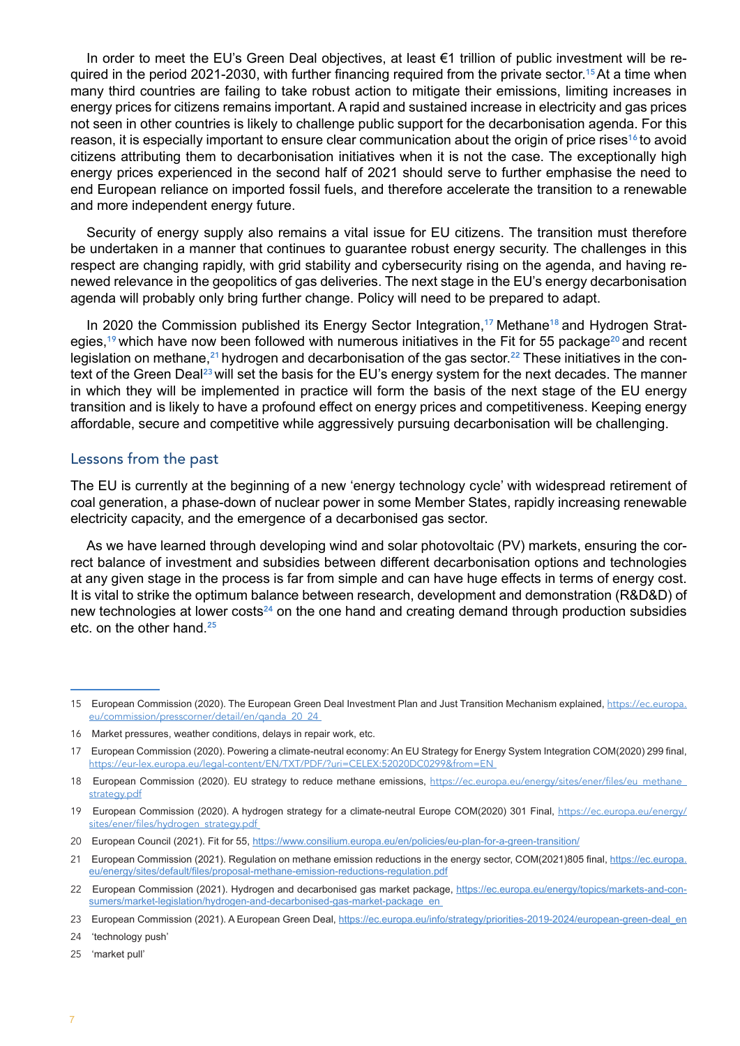In order to meet the EU's Green Deal objectives, at least €1 trillion of public investment will be required in the period 2021-2030, with further financing required from the private sector.[15] At a time when many third countries are failing to take robust action to mitigate their emissions, limiting increases in energy prices for citizens remains important. A rapid and sustained increase in electricity and gas prices not seen in other countries is likely to challenge public support for the decarbonisation agenda. For this reason, it is especially important to ensure clear communication about the origin of price rises[16] to avoid citizens attributing them to decarbonisation initiatives when it is not the case. The exceptionally high energy prices experienced in the second half of 2021 should serve to further emphasise the need to end European reliance on imported fossil fuels, and therefore accelerate the transition to a renewable and more independent energy future.

Security of energy supply also remains a vital issue for EU citizens. The transition must therefore be undertaken in a manner that continues to guarantee robust energy security. The challenges in this respect are changing rapidly, with grid stability and cybersecurity rising on the agenda, and having renewed relevance in the geopolitics of gas deliveries. The next stage in the EU's energy decarbonisation agenda will probably only bring further change. Policy will need to be prepared to adapt.

In 2020 the Commission published its Energy Sector Integration,[17] Methane[18] and Hydrogen Strategies,[19] which have now been followed with numerous initiatives in the Fit for 55 package[20] and recent legislation on methane,[21] hydrogen and decarbonisation of the gas sector.[22] These initiatives in the context of the Green Deal[23] will set the basis for the EU's energy system for the next decades. The manner in which they will be implemented in practice will form the basis of the next stage of the EU energy transition and is likely to have a profound effect on energy prices and competitiveness. Keeping energy affordable, secure and competitive while aggressively pursuing decarbonisation will be challenging.

## Lessons from the past

The EU is currently at the beginning of a new 'energy technology cycle' with widespread retirement of coal generation, a phase-down of nuclear power in some Member States, rapidly increasing renewable electricity capacity, and the emergence of a decarbonised gas sector.

As we have learned through developing wind and solar photovoltaic (PV) markets, ensuring the correct balance of investment and subsidies between different decarbonisation options and technologies at any given stage in the process is far from simple and can have huge effects in terms of energy cost. It is vital to strike the optimum balance between research, development and demonstration (R&D&D) of new technologies at lower costs[24] on the one hand and creating demand through production subsidies etc. on the other hand.[25]

---

15 European Commission (2020). The European Green Deal Investment Plan and Just Transition Mechanism explained, https://ec.europa.eu/commission/presscorner/detail/en/qanda_20_24

16 Market pressures, weather conditions, delays in repair work, etc.

17 European Commission (2020). Powering a climate-neutral economy: An EU Strategy for Energy System Integration COM(2020) 299 final, https://eur-lex.europa.eu/legal-content/EN/TXT/PDF/?uri=CELEX:52020DC0299&from=EN

18 European Commission (2020). EU strategy to reduce methane emissions, https://ec.europa.eu/energy/sites/ener/files/eu_methane_strategy.pdf

19 European Commission (2020). A hydrogen strategy for a climate-neutral Europe COM(2020) 301 Final, https://ec.europa.eu/energy/sites/ener/files/hydrogen_strategy.pdf

20 European Council (2021). Fit for 55, https://www.consilium.europa.eu/en/policies/eu-plan-for-a-green-transition/

21 European Commission (2021). Regulation on methane emission reductions in the energy sector, COM(2021)805 final, https://ec.europa.eu/energy/sites/default/files/proposal-methane-emission-reductions-regulation.pdf

22 European Commission (2021). Hydrogen and decarbonised gas market package, https://ec.europa.eu/energy/topics/markets-and-consumers/market-legislation/hydrogen-and-decarbonised-gas-market-package_en

23 European Commission (2021). A European Green Deal, https://ec.europa.eu/info/strategy/priorities-2019-2024/european-green-deal_en

24 'technology push'

25 'market pull'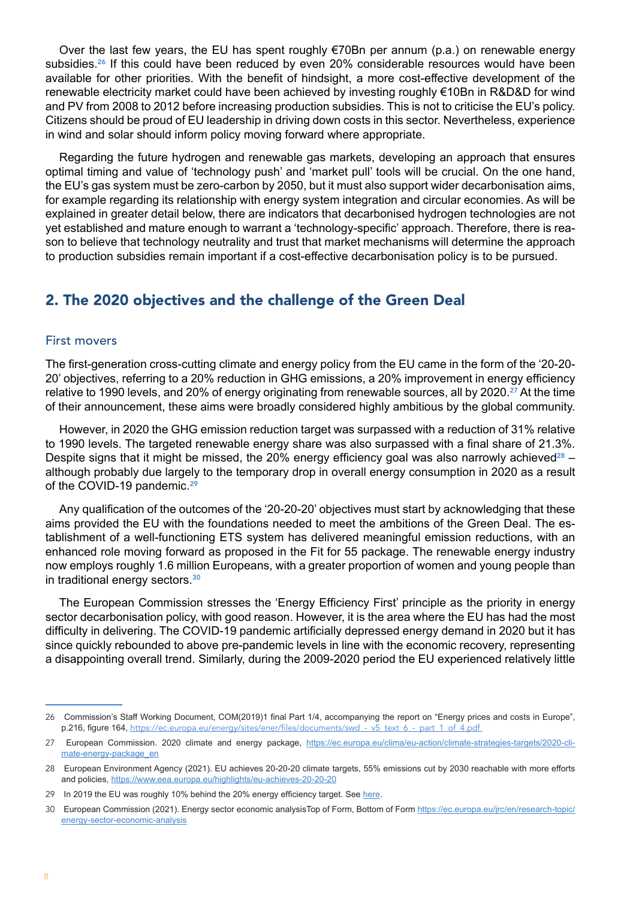Over the last few years, the EU has spent roughly €70Bn per annum (p.a.) on renewable energy subsidies.[26] If this could have been reduced by even 20% considerable resources would have been available for other priorities. With the benefit of hindsight, a more cost-effective development of the renewable electricity market could have been achieved by investing roughly €10Bn in R&D&D for wind and PV from 2008 to 2012 before increasing production subsidies. This is not to criticise the EU's policy. Citizens should be proud of EU leadership in driving down costs in this sector. Nevertheless, experience in wind and solar should inform policy moving forward where appropriate.

Regarding the future hydrogen and renewable gas markets, developing an approach that ensures optimal timing and value of 'technology push' and 'market pull' tools will be crucial. On the one hand, the EU's gas system must be zero-carbon by 2050, but it must also support wider decarbonisation aims, for example regarding its relationship with energy system integration and circular economies. As will be explained in greater detail below, there are indicators that decarbonised hydrogen technologies are not yet established and mature enough to warrant a 'technology-specific' approach. Therefore, there is reason to believe that technology neutrality and trust that market mechanisms will determine the approach to production subsidies remain important if a cost-effective decarbonisation policy is to be pursued.

## 2. The 2020 objectives and the challenge of the Green Deal

### First movers

The first-generation cross-cutting climate and energy policy from the EU came in the form of the '20-20-20' objectives, referring to a 20% reduction in GHG emissions, a 20% improvement in energy efficiency relative to 1990 levels, and 20% of energy originating from renewable sources, all by 2020.[27] At the time of their announcement, these aims were broadly considered highly ambitious by the global community.

However, in 2020 the GHG emission reduction target was surpassed with a reduction of 31% relative to 1990 levels. The targeted renewable energy share was also surpassed with a final share of 21.3%. Despite signs that it might be missed, the 20% energy efficiency goal was also narrowly achieved[28] – although probably due largely to the temporary drop in overall energy consumption in 2020 as a result of the COVID-19 pandemic.[29]

Any qualification of the outcomes of the '20-20-20' objectives must start by acknowledging that these aims provided the EU with the foundations needed to meet the ambitions of the Green Deal. The establishment of a well-functioning ETS system has delivered meaningful emission reductions, with an enhanced role moving forward as proposed in the Fit for 55 package. The renewable energy industry now employs roughly 1.6 million Europeans, with a greater proportion of women and young people than in traditional energy sectors.[30]

The European Commission stresses the 'Energy Efficiency First' principle as the priority in energy sector decarbonisation policy, with good reason. However, it is the area where the EU has had the most difficulty in delivering. The COVID-19 pandemic artificially depressed energy demand in 2020 but it has since quickly rebounded to above pre-pandemic levels in line with the economic recovery, representing a disappointing overall trend. Similarly, during the 2009-2020 period the EU experienced relatively little

---

26 Commission's Staff Working Document, COM(2019)1 final Part 1/4, accompanying the report on "Energy prices and costs in Europe", p.216, figure 164, https://ec.europa.eu/energy/sites/ener/files/documents/swd_-_v5_text_6_-_part_1_of_4.pdf

27 European Commission. 2020 climate and energy package, https://ec.europa.eu/clima/eu-action/climate-strategies-targets/2020-climate-energy-package_en

28 European Environment Agency (2021). EU achieves 20-20-20 climate targets, 55% emissions cut by 2030 reachable with more efforts and policies, https://www.eea.europa.eu/highlights/eu-achieves-20-20-20

29 In 2019 the EU was roughly 10% behind the 20% energy efficiency target. See here.

30 European Commission (2021). Energy sector economic analysisTop of Form, Bottom of Form https://ec.europa.eu/jrc/en/research-topic/energy-sector-economic-analysis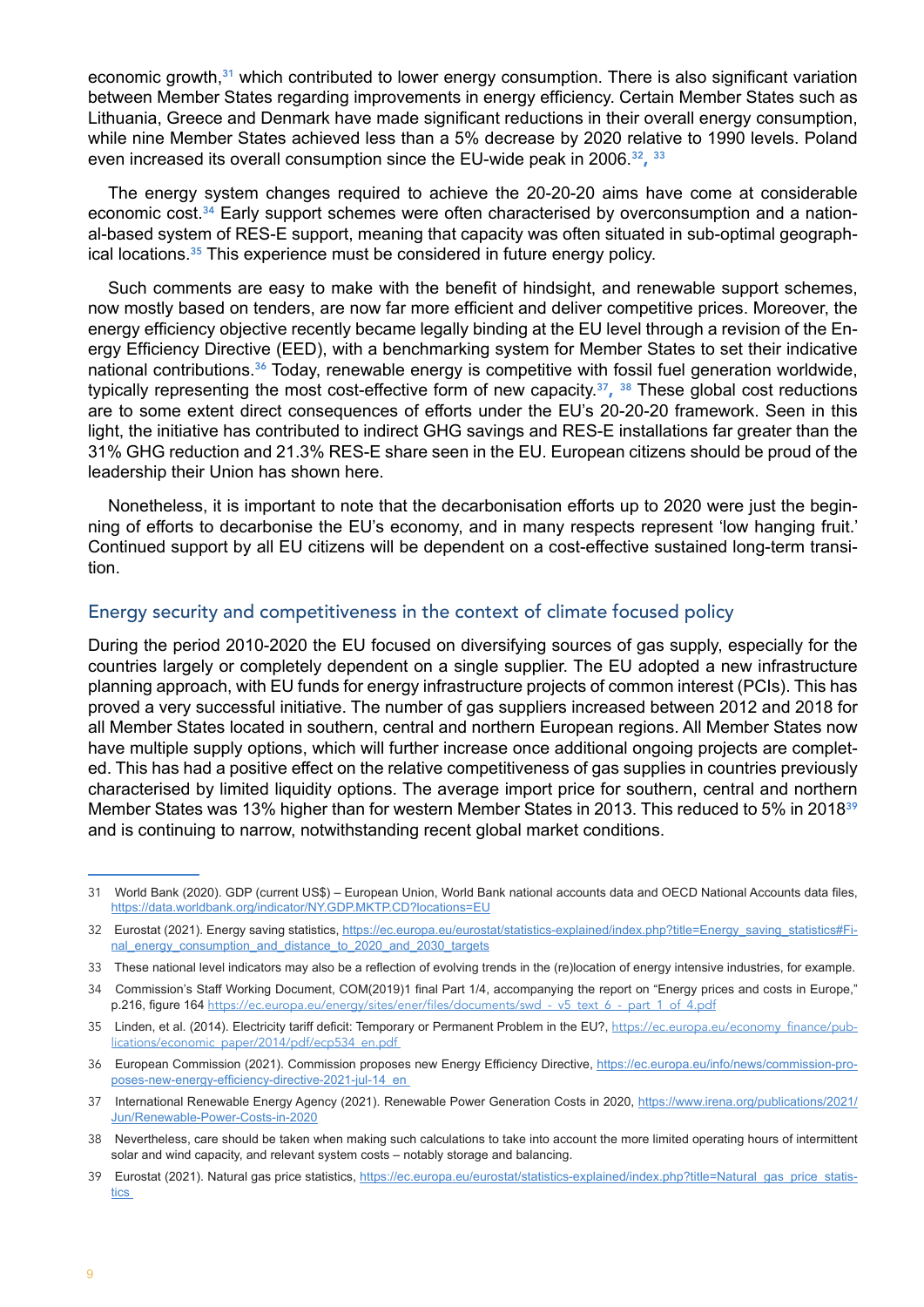economic growth,[31] which contributed to lower energy consumption. There is also significant variation between Member States regarding improvements in energy efficiency. Certain Member States such as Lithuania, Greece and Denmark have made significant reductions in their overall energy consumption, while nine Member States achieved less than a 5% decrease by 2020 relative to 1990 levels. Poland even increased its overall consumption since the EU-wide peak in 2006.[32, 33]

The energy system changes required to achieve the 20-20-20 aims have come at considerable economic cost.[34] Early support schemes were often characterised by overconsumption and a national-based system of RES-E support, meaning that capacity was often situated in sub-optimal geographical locations.[35] This experience must be considered in future energy policy.

Such comments are easy to make with the benefit of hindsight, and renewable support schemes, now mostly based on tenders, are now far more efficient and deliver competitive prices. Moreover, the energy efficiency objective recently became legally binding at the EU level through a revision of the Energy Efficiency Directive (EED), with a benchmarking system for Member States to set their indicative national contributions.[36] Today, renewable energy is competitive with fossil fuel generation worldwide, typically representing the most cost-effective form of new capacity.[37, 38] These global cost reductions are to some extent direct consequences of efforts under the EU's 20-20-20 framework. Seen in this light, the initiative has contributed to indirect GHG savings and RES-E installations far greater than the 31% GHG reduction and 21.3% RES-E share seen in the EU. European citizens should be proud of the leadership their Union has shown here.

Nonetheless, it is important to note that the decarbonisation efforts up to 2020 were just the beginning of efforts to decarbonise the EU's economy, and in many respects represent 'low hanging fruit.' Continued support by all EU citizens will be dependent on a cost-effective sustained long-term transition.

## Energy security and competitiveness in the context of climate focused policy

During the period 2010-2020 the EU focused on diversifying sources of gas supply, especially for the countries largely or completely dependent on a single supplier. The EU adopted a new infrastructure planning approach, with EU funds for energy infrastructure projects of common interest (PCIs). This has proved a very successful initiative. The number of gas suppliers increased between 2012 and 2018 for all Member States located in southern, central and northern European regions. All Member States now have multiple supply options, which will further increase once additional ongoing projects are completed. This has had a positive effect on the relative competitiveness of gas supplies in countries previously characterised by limited liquidity options. The average import price for southern, central and northern Member States was 13% higher than for western Member States in 2013. This reduced to 5% in 2018[39] and is continuing to narrow, notwithstanding recent global market conditions.

---

31 World Bank (2020). GDP (current US$) – European Union, World Bank national accounts data and OECD National Accounts data files, https://data.worldbank.org/indicator/NY.GDP.MKTP.CD?locations=EU

32 Eurostat (2021). Energy saving statistics, https://ec.europa.eu/eurostat/statistics-explained/index.php?title=Energy_saving_statistics#Final_energy_consumption_and_distance_to_2020_and_2030_targets

33 These national level indicators may also be a reflection of evolving trends in the (re)location of energy intensive industries, for example.

34 Commission's Staff Working Document, COM(2019)1 final Part 1/4, accompanying the report on "Energy prices and costs in Europe," p.216, figure 164 https://ec.europa.eu/energy/sites/ener/files/documents/swd_-_v5_text_6_-_part_1_of_4.pdf

35 Linden, et al. (2014). Electricity tariff deficit: Temporary or Permanent Problem in the EU?, https://ec.europa.eu/economy_finance/publications/economic_paper/2014/pdf/ecp534_en.pdf

36 European Commission (2021). Commission proposes new Energy Efficiency Directive, https://ec.europa.eu/info/news/commission-proposes-new-energy-efficiency-directive-2021-jul-14_en

37 International Renewable Energy Agency (2021). Renewable Power Generation Costs in 2020, https://www.irena.org/publications/2021/Jun/Renewable-Power-Costs-in-2020

38 Nevertheless, care should be taken when making such calculations to take into account the more limited operating hours of intermittent solar and wind capacity, and relevant system costs – notably storage and balancing.

39 Eurostat (2021). Natural gas price statistics, https://ec.europa.eu/eurostat/statistics-explained/index.php?title=Natural_gas_price_statistics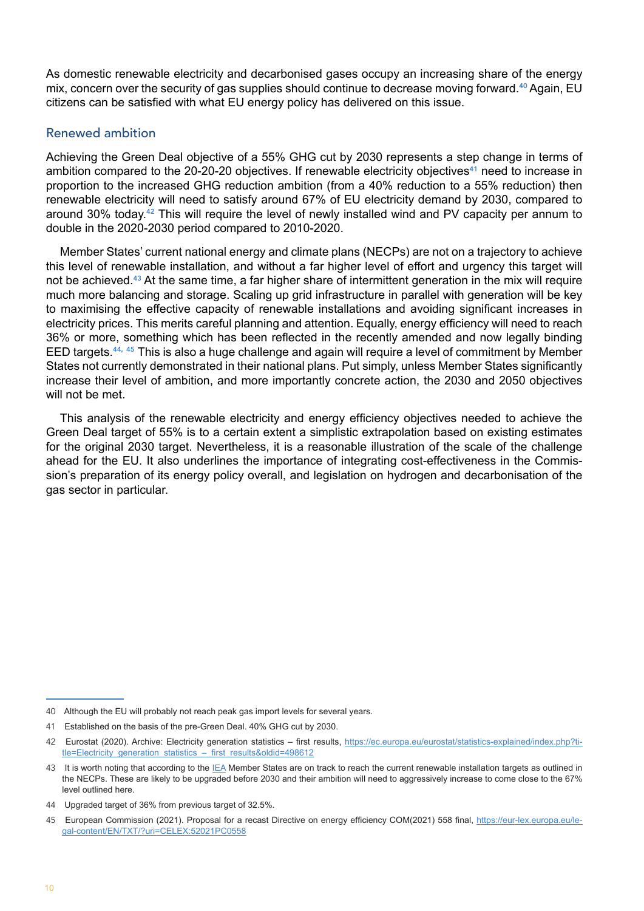As domestic renewable electricity and decarbonised gases occupy an increasing share of the energy mix, concern over the security of gas supplies should continue to decrease moving forward.[40] Again, EU citizens can be satisfied with what EU energy policy has delivered on this issue.

## Renewed ambition

Achieving the Green Deal objective of a 55% GHG cut by 2030 represents a step change in terms of ambition compared to the 20-20-20 objectives. If renewable electricity objectives[41] need to increase in proportion to the increased GHG reduction ambition (from a 40% reduction to a 55% reduction) then renewable electricity will need to satisfy around 67% of EU electricity demand by 2030, compared to around 30% today.[42] This will require the level of newly installed wind and PV capacity per annum to double in the 2020-2030 period compared to 2010-2020.

Member States' current national energy and climate plans (NECPs) are not on a trajectory to achieve this level of renewable installation, and without a far higher level of effort and urgency this target will not be achieved.[43] At the same time, a far higher share of intermittent generation in the mix will require much more balancing and storage. Scaling up grid infrastructure in parallel with generation will be key to maximising the effective capacity of renewable installations and avoiding significant increases in electricity prices. This merits careful planning and attention. Equally, energy efficiency will need to reach 36% or more, something which has been reflected in the recently amended and now legally binding EED targets.[44, 45] This is also a huge challenge and again will require a level of commitment by Member States not currently demonstrated in their national plans. Put simply, unless Member States significantly increase their level of ambition, and more importantly concrete action, the 2030 and 2050 objectives will not be met.

This analysis of the renewable electricity and energy efficiency objectives needed to achieve the Green Deal target of 55% is to a certain extent a simplistic extrapolation based on existing estimates for the original 2030 target. Nevertheless, it is a reasonable illustration of the scale of the challenge ahead for the EU. It also underlines the importance of integrating cost-effectiveness in the Commission's preparation of its energy policy overall, and legislation on hydrogen and decarbonisation of the gas sector in particular.

---

40 Although the EU will probably not reach peak gas import levels for several years.

41 Established on the basis of the pre-Green Deal. 40% GHG cut by 2030.

42 Eurostat (2020). Archive: Electricity generation statistics – first results, https://ec.europa.eu/eurostat/statistics-explained/index.php?title=Electricity_generation_statistics_–_first_results&oldid=498612

43 It is worth noting that according to the IEA Member States are on track to reach the current renewable installation targets as outlined in the NECPs. These are likely to be upgraded before 2030 and their ambition will need to aggressively increase to come close to the 67% level outlined here.

44 Upgraded target of 36% from previous target of 32.5%.

45 European Commission (2021). Proposal for a recast Directive on energy efficiency COM(2021) 558 final, https://eur-lex.europa.eu/legal-content/EN/TXT/?uri=CELEX:52021PC0558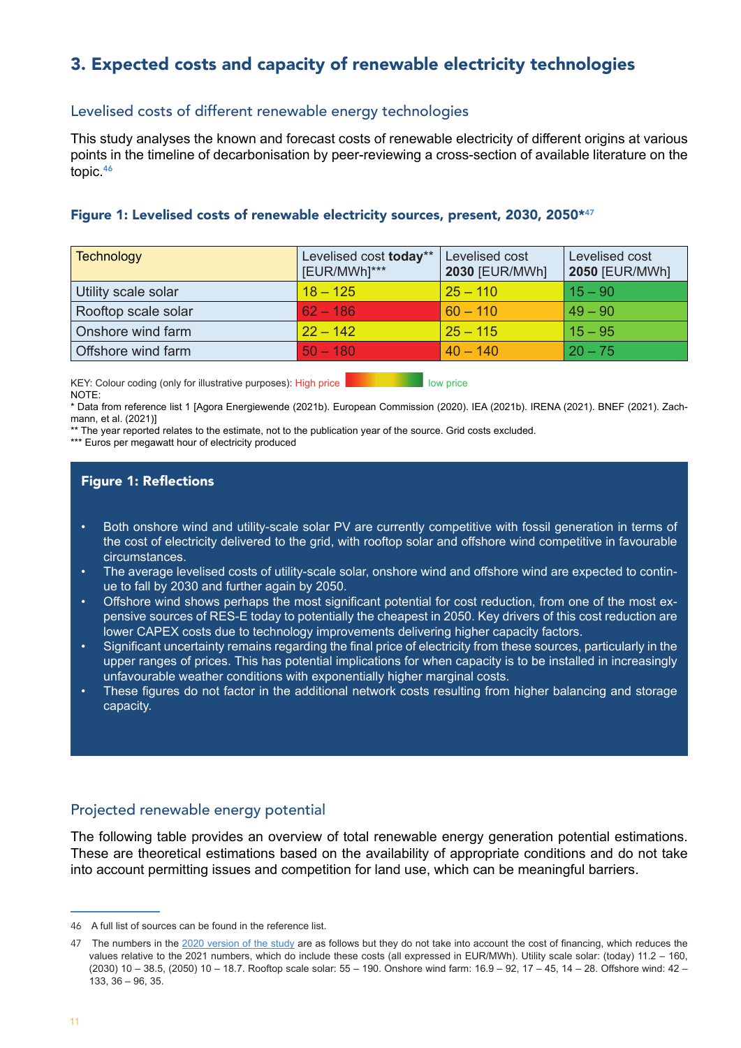## 3. Expected costs and capacity of renewable electricity technologies

### Levelised costs of different renewable energy technologies

This study analyses the known and forecast costs of renewable electricity of different origins at various points in the timeline of decarbonisation by peer-reviewing a cross-section of available literature on the topic.[46]

#### Figure 1: Levelised costs of renewable electricity sources, present, 2030, 2050*[47]

| Technology | Levelised cost **today**** [EUR/MWh]*** | Levelised cost **2030** [EUR/MWh] | Levelised cost **2050** [EUR/MWh] |
|---|---|---|---|
| Utility scale solar | 18 – 125 | 25 – 110 | 15 – 90 |
| Rooftop scale solar | 62 – 186 | 60 – 110 | 49 – 90 |
| Onshore wind farm | 22 – 142 | 25 – 115 | 15 – 95 |
| Offshore wind farm | 50 – 180 | 40 – 140 | 20 – 75 |

KEY: Colour coding (only for illustrative purposes): High price → low price

NOTE:

* Data from reference list 1 [Agora Energiewende (2021b). European Commission (2020). IEA (2021b). IRENA (2021). BNEF (2021). Zachmann, et al. (2021)]

** The year reported relates to the estimate, not to the publication year of the source. Grid costs excluded.

*** Euros per megawatt hour of electricity produced

#### Figure 1: Reflections

- Both onshore wind and utility-scale solar PV are currently competitive with fossil generation in terms of the cost of electricity delivered to the grid, with rooftop solar and offshore wind competitive in favourable circumstances.
- The average levelised costs of utility-scale solar, onshore wind and offshore wind are expected to continue to fall by 2030 and further again by 2050.
- Offshore wind shows perhaps the most significant potential for cost reduction, from one of the most expensive sources of RES-E today to potentially the cheapest in 2050. Key drivers of this cost reduction are lower CAPEX costs due to technology improvements delivering higher capacity factors.
- Significant uncertainty remains regarding the final price of electricity from these sources, particularly in the upper ranges of prices. This has potential implications for when capacity is to be installed in increasingly unfavourable weather conditions with exponentially higher marginal costs.
- These figures do not factor in the additional network costs resulting from higher balancing and storage capacity.

### Projected renewable energy potential

The following table provides an overview of total renewable energy generation potential estimations. These are theoretical estimations based on the availability of appropriate conditions and do not take into account permitting issues and competition for land use, which can be meaningful barriers.

---

46 A full list of sources can be found in the reference list.

47 The numbers in the 2020 version of the study are as follows but they do not take into account the cost of financing, which reduces the values relative to the 2021 numbers, which do include these costs (all expressed in EUR/MWh). Utility scale solar: (today) 11.2 – 160, (2030) 10 – 38.5, (2050) 10 – 18.7. Rooftop scale solar: 55 – 190. Onshore wind farm: 16.9 – 92, 17 – 45, 14 – 28. Offshore wind: 42 – 133, 36 – 96, 35.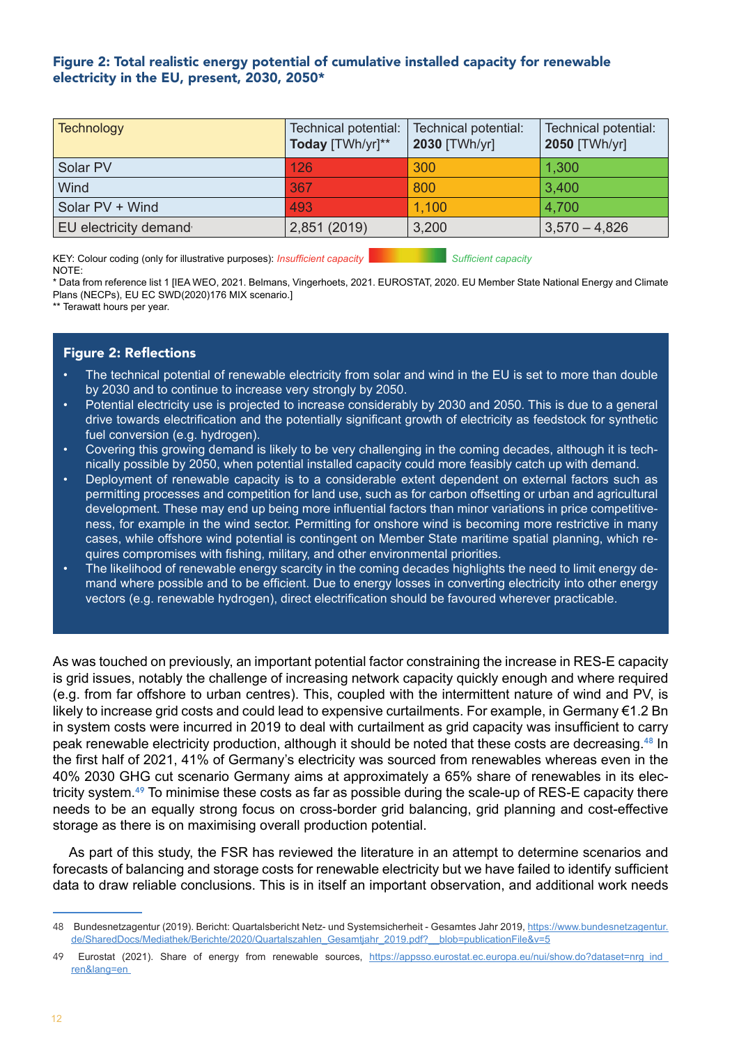**Figure 2: Total realistic energy potential of cumulative installed capacity for renewable electricity in the EU, present, 2030, 2050***

| Technology | Technical potential: **Today** [TWh/yr]** | Technical potential: **2030** [TWh/yr] | Technical potential: **2050** [TWh/yr] |
|---|---|---|---|
| Solar PV | 126 | 300 | 1,300 |
| Wind | 367 | 800 | 3,400 |
| Solar PV + Wind | 493 | 1,100 | 4,700 |
| EU electricity demand | 2,851 (2019) | 3,200 | 3,570 – 4,826 |

KEY: Colour coding (only for illustrative purposes): *Insufficient capacity* *Sufficient capacity*

NOTE:

\* Data from reference list 1 [IEA WEO, 2021. Belmans, Vingerhoets, 2021. EUROSTAT, 2020. EU Member State National Energy and Climate Plans (NECPs), EU EC SWD(2020)176 MIX scenario.]

\*\* Terawatt hours per year.

### Figure 2: Reflections

- The technical potential of renewable electricity from solar and wind in the EU is set to more than double by 2030 and to continue to increase very strongly by 2050.
- Potential electricity use is projected to increase considerably by 2030 and 2050. This is due to a general drive towards electrification and the potentially significant growth of electricity as feedstock for synthetic fuel conversion (e.g. hydrogen).
- Covering this growing demand is likely to be very challenging in the coming decades, although it is technically possible by 2050, when potential installed capacity could more feasibly catch up with demand.
- Deployment of renewable capacity is to a considerable extent dependent on external factors such as permitting processes and competition for land use, such as for carbon offsetting or urban and agricultural development. These may end up being more influential factors than minor variations in price competitiveness, for example in the wind sector. Permitting for onshore wind is becoming more restrictive in many cases, while offshore wind potential is contingent on Member State maritime spatial planning, which requires compromises with fishing, military, and other environmental priorities.
- The likelihood of renewable energy scarcity in the coming decades highlights the need to limit energy demand where possible and to be efficient. Due to energy losses in converting electricity into other energy vectors (e.g. renewable hydrogen), direct electrification should be favoured wherever practicable.

As was touched on previously, an important potential factor constraining the increase in RES-E capacity is grid issues, notably the challenge of increasing network capacity quickly enough and where required (e.g. from far offshore to urban centres). This, coupled with the intermittent nature of wind and PV, is likely to increase grid costs and could lead to expensive curtailments. For example, in Germany €1.2 Bn in system costs were incurred in 2019 to deal with curtailment as grid capacity was insufficient to carry peak renewable electricity production, although it should be noted that these costs are decreasing.[48] In the first half of 2021, 41% of Germany's electricity was sourced from renewables whereas even in the 40% 2030 GHG cut scenario Germany aims at approximately a 65% share of renewables in its electricity system.[49] To minimise these costs as far as possible during the scale-up of RES-E capacity there needs to be an equally strong focus on cross-border grid balancing, grid planning and cost-effective storage as there is on maximising overall production potential.

As part of this study, the FSR has reviewed the literature in an attempt to determine scenarios and forecasts of balancing and storage costs for renewable electricity but we have failed to identify sufficient data to draw reliable conclusions. This is in itself an important observation, and additional work needs

---

48 Bundesnetzagentur (2019). Bericht: Quartalsbericht Netz- und Systemsicherheit - Gesamtes Jahr 2019, https://www.bundesnetzagentur.de/SharedDocs/Mediathek/Berichte/2020/Quartalszahlen_Gesamtjahr_2019.pdf?__blob=publicationFile&v=5

49 Eurostat (2021). Share of energy from renewable sources, https://appsso.eurostat.ec.europa.eu/nui/show.do?dataset=nrg_ind_ren&lang=en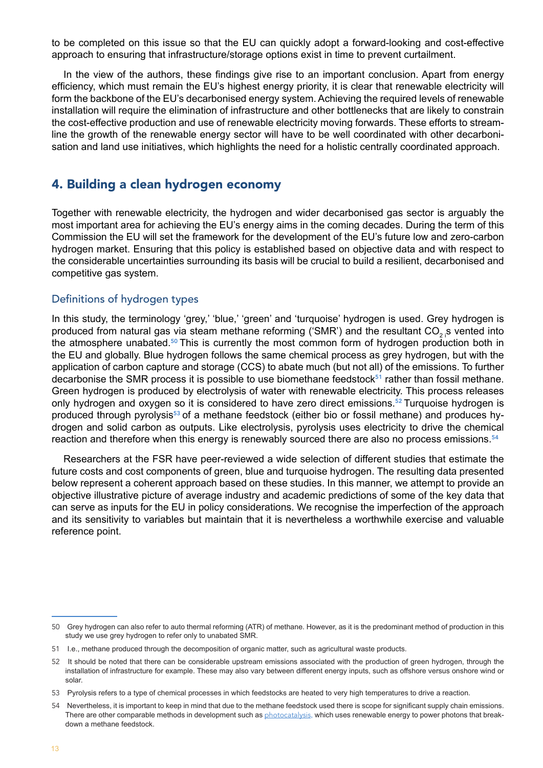to be completed on this issue so that the EU can quickly adopt a forward-looking and cost-effective approach to ensuring that infrastructure/storage options exist in time to prevent curtailment.

In the view of the authors, these findings give rise to an important conclusion. Apart from energy efficiency, which must remain the EU's highest energy priority, it is clear that renewable electricity will form the backbone of the EU's decarbonised energy system. Achieving the required levels of renewable installation will require the elimination of infrastructure and other bottlenecks that are likely to constrain the cost-effective production and use of renewable electricity moving forwards. These efforts to streamline the growth of the renewable energy sector will have to be well coordinated with other decarbonisation and land use initiatives, which highlights the need for a holistic centrally coordinated approach.

## 4. Building a clean hydrogen economy

Together with renewable electricity, the hydrogen and wider decarbonised gas sector is arguably the most important area for achieving the EU's energy aims in the coming decades. During the term of this Commission the EU will set the framework for the development of the EU's future low and zero-carbon hydrogen market. Ensuring that this policy is established based on objective data and with respect to the considerable uncertainties surrounding its basis will be crucial to build a resilient, decarbonised and competitive gas system.

### Definitions of hydrogen types

In this study, the terminology 'grey,' 'blue,' 'green' and 'turquoise' hydrogen is used. Grey hydrogen is produced from natural gas via steam methane reforming ('SMR') and the resultant $CO_2$ is vented into the atmosphere unabated.[50] This is currently the most common form of hydrogen production both in the EU and globally. Blue hydrogen follows the same chemical process as grey hydrogen, but with the application of carbon capture and storage (CCS) to abate much (but not all) of the emissions. To further decarbonise the SMR process it is possible to use biomethane feedstock[51] rather than fossil methane. Green hydrogen is produced by electrolysis of water with renewable electricity. This process releases only hydrogen and oxygen so it is considered to have zero direct emissions.[52] Turquoise hydrogen is produced through pyrolysis[53] of a methane feedstock (either bio or fossil methane) and produces hydrogen and solid carbon as outputs. Like electrolysis, pyrolysis uses electricity to drive the chemical reaction and therefore when this energy is renewably sourced there are also no process emissions.[54]

Researchers at the FSR have peer-reviewed a wide selection of different studies that estimate the future costs and cost components of green, blue and turquoise hydrogen. The resulting data presented below represent a coherent approach based on these studies. In this manner, we attempt to provide an objective illustrative picture of average industry and academic predictions of some of the key data that can serve as inputs for the EU in policy considerations. We recognise the imperfection of the approach and its sensitivity to variables but maintain that it is nevertheless a worthwhile exercise and valuable reference point.

---

50 Grey hydrogen can also refer to auto thermal reforming (ATR) of methane. However, as it is the predominant method of production in this study we use grey hydrogen to refer only to unabated SMR.

51 I.e., methane produced through the decomposition of organic matter, such as agricultural waste products.

52 It should be noted that there can be considerable upstream emissions associated with the production of green hydrogen, through the installation of infrastructure for example. These may also vary between different energy inputs, such as offshore versus onshore wind or solar.

53 Pyrolysis refers to a type of chemical processes in which feedstocks are heated to very high temperatures to drive a reaction.

54 Nevertheless, it is important to keep in mind that due to the methane feedstock used there is scope for significant supply chain emissions. There are other comparable methods in development such as photocatalysis, which uses renewable energy to power photons that breakdown a methane feedstock.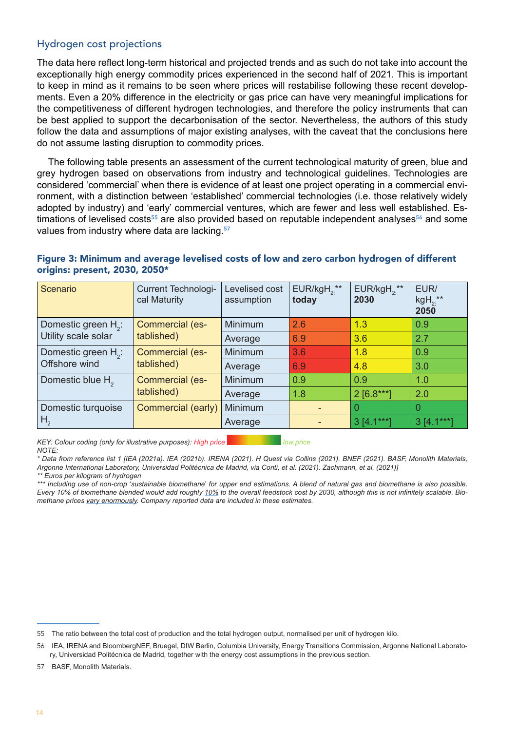### Hydrogen cost projections

The data here reflect long-term historical and projected trends and as such do not take into account the exceptionally high energy commodity prices experienced in the second half of 2021. This is important to keep in mind as it remains to be seen where prices will restabilise following these recent developments. Even a 20% difference in the electricity or gas price can have very meaningful implications for the competitiveness of different hydrogen technologies, and therefore the policy instruments that can be best applied to support the decarbonisation of the sector. Nevertheless, the authors of this study follow the data and assumptions of major existing analyses, with the caveat that the conclusions here do not assume lasting disruption to commodity prices.

The following table presents an assessment of the current technological maturity of green, blue and grey hydrogen based on observations from industry and technological guidelines. Technologies are considered 'commercial' when there is evidence of at least one project operating in a commercial environment, with a distinction between 'established' commercial technologies (i.e. those relatively widely adopted by industry) and 'early' commercial ventures, which are fewer and less well established. Estimations of levelised costs[55] are also provided based on reputable independent analyses[56] and some values from industry where data are lacking.[57]

**Figure 3: Minimum and average levelised costs of low and zero carbon hydrogen of different origins: present, 2030, 2050***

| Scenario | Current Technological Maturity | Levelised cost assumption | EUR/kg$H_2$** **today** | EUR/kg$H_2$** **2030** | EUR/kg$H_2$** **2050** |
|---|---|---|---|---|---|
| Domestic green $H_2$: Utility scale solar | Commercial (established) | Minimum | 2.6 | 1.3 | 0.9 |
| | | Average | 6.9 | 3.6 | 2.7 |
| Domestic green $H_2$: Offshore wind | Commercial (established) | Minimum | 3.6 | 1.8 | 0.9 |
| | | Average | 6.9 | 4.8 | 3.0 |
| Domestic blue $H_2$ | Commercial (established) | Minimum | 0.9 | 0.9 | 1.0 |
| | | Average | 1.8 | 2 [6.8***] | 2.0 |
| Domestic turquoise $H_2$ | Commercial (early) | Minimum | - | 0 | 0 |
| | | Average | - | 3 [4.1***] | 3 [4.1***] |

*KEY: Colour coding (only for illustrative purposes): High price – low price*

*NOTE:*

*\* Data from reference list 1 [IEA (2021a). IEA (2021b). IRENA (2021). H Quest via Collins (2021). BNEF (2021). BASF, Monolith Materials, Argonne International Laboratory, Universidad Politécnica de Madrid, via Conti, et al. (2021). Zachmann, et al. (2021)]*

*\*\* Euros per kilogram of hydrogen*

*\*\*\* Including use of non-crop 'sustainable biomethane' for upper end estimations. A blend of natural gas and biomethane is also possible. Every 10% of biomethane blended would add roughly 10% to the overall feedstock cost by 2030, although this is not infinitely scalable. Biomethane prices vary enormously. Company reported data are included in these estimates.*

---

55 The ratio between the total cost of production and the total hydrogen output, normalised per unit of hydrogen kilo.

56 IEA, IRENA and BloombergNEF, Bruegel, DIW Berlin, Columbia University, Energy Transitions Commission, Argonne National Laboratory, Universidad Politécnica de Madrid, together with the energy cost assumptions in the previous section.

57 BASF, Monolith Materials.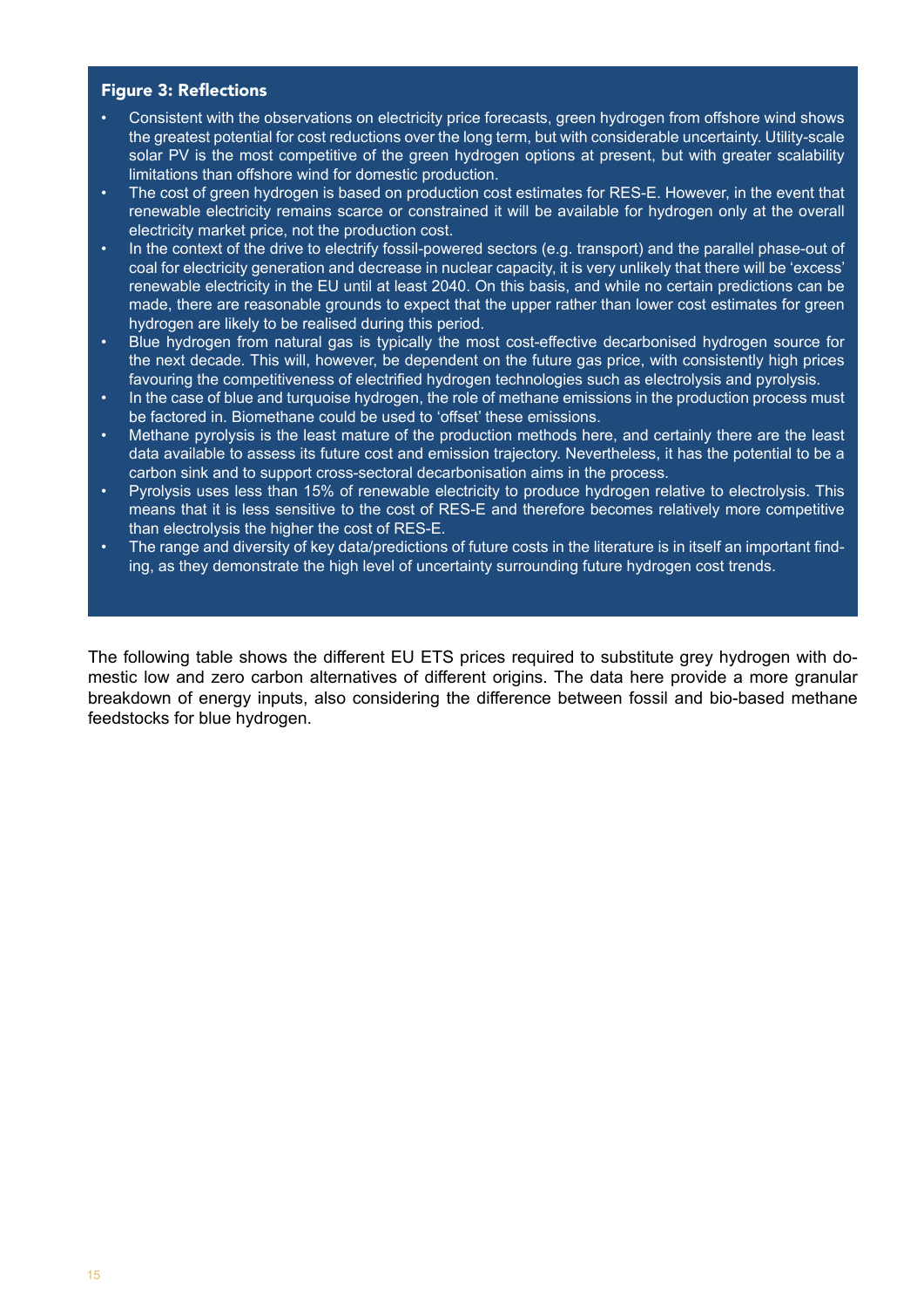**Figure 3: Reflections**

- Consistent with the observations on electricity price forecasts, green hydrogen from offshore wind shows the greatest potential for cost reductions over the long term, but with considerable uncertainty. Utility-scale solar PV is the most competitive of the green hydrogen options at present, but with greater scalability limitations than offshore wind for domestic production.
- The cost of green hydrogen is based on production cost estimates for RES-E. However, in the event that renewable electricity remains scarce or constrained it will be available for hydrogen only at the overall electricity market price, not the production cost.
- In the context of the drive to electrify fossil-powered sectors (e.g. transport) and the parallel phase-out of coal for electricity generation and decrease in nuclear capacity, it is very unlikely that there will be 'excess' renewable electricity in the EU until at least 2040. On this basis, and while no certain predictions can be made, there are reasonable grounds to expect that the upper rather than lower cost estimates for green hydrogen are likely to be realised during this period.
- Blue hydrogen from natural gas is typically the most cost-effective decarbonised hydrogen source for the next decade. This will, however, be dependent on the future gas price, with consistently high prices favouring the competitiveness of electrified hydrogen technologies such as electrolysis and pyrolysis.
- In the case of blue and turquoise hydrogen, the role of methane emissions in the production process must be factored in. Biomethane could be used to 'offset' these emissions.
- Methane pyrolysis is the least mature of the production methods here, and certainly there are the least data available to assess its future cost and emission trajectory. Nevertheless, it has the potential to be a carbon sink and to support cross-sectoral decarbonisation aims in the process.
- Pyrolysis uses less than 15% of renewable electricity to produce hydrogen relative to electrolysis. This means that it is less sensitive to the cost of RES-E and therefore becomes relatively more competitive than electrolysis the higher the cost of RES-E.
- The range and diversity of key data/predictions of future costs in the literature is in itself an important finding, as they demonstrate the high level of uncertainty surrounding future hydrogen cost trends.

The following table shows the different EU ETS prices required to substitute grey hydrogen with domestic low and zero carbon alternatives of different origins. The data here provide a more granular breakdown of energy inputs, also considering the difference between fossil and bio-based methane feedstocks for blue hydrogen.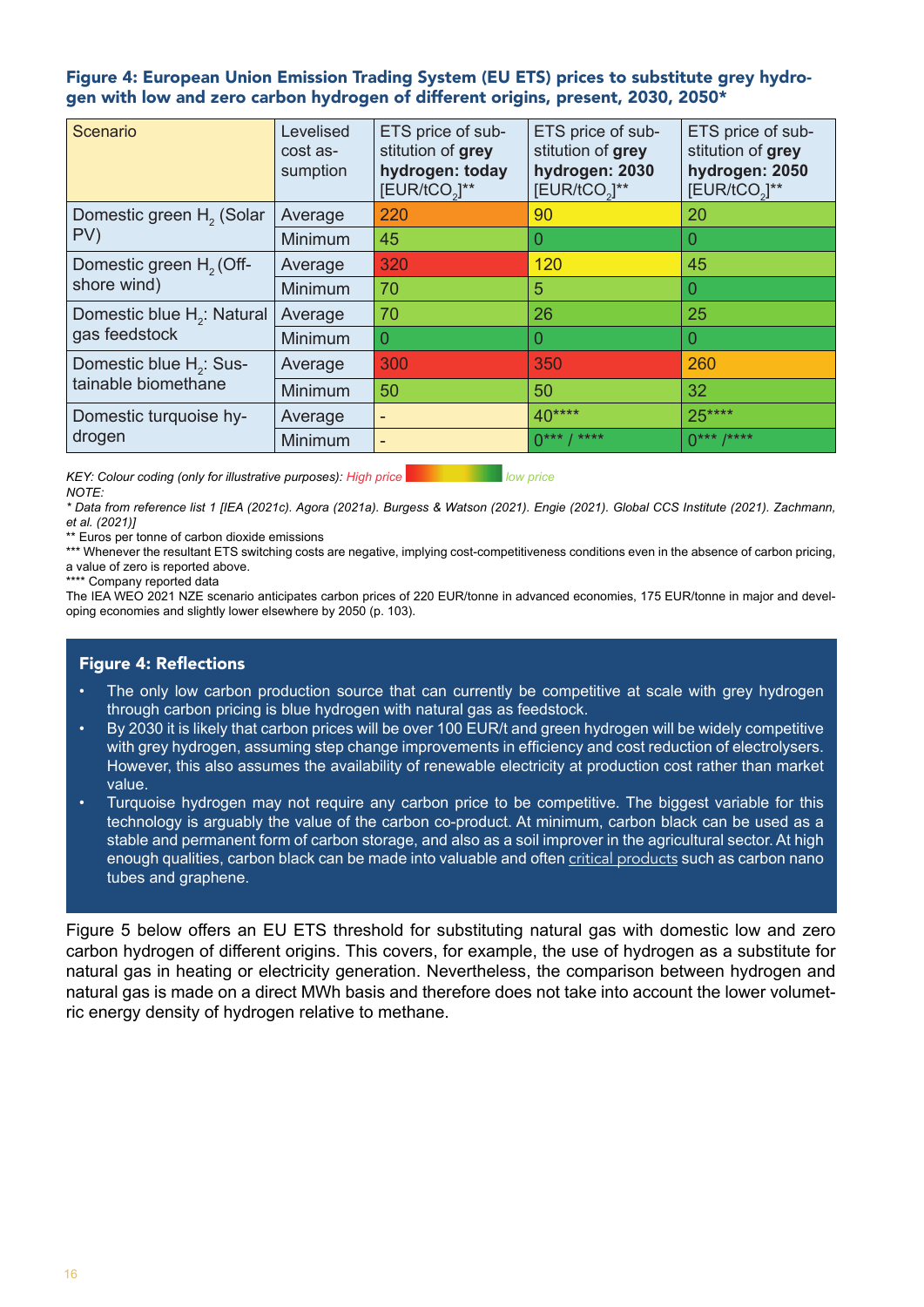**Figure 4: European Union Emission Trading System (EU ETS) prices to substitute grey hydrogen with low and zero carbon hydrogen of different origins, present, 2030, 2050***

| Scenario | Levelised cost assumption | ETS price of substitution of **grey hydrogen: today** [EUR/t$CO_2$]** | ETS price of substitution of **grey hydrogen: 2030** [EUR/t$CO_2$]** | ETS price of substitution of **grey hydrogen: 2050** [EUR/t$CO_2$]** |
|---|---|---|---|---|
| Domestic green $H_2$ (Solar PV) | Average | 220 | 90 | 20 |
| | Minimum | 45 | 0 | 0 |
| Domestic green $H_2$ (Offshore wind) | Average | 320 | 120 | 45 |
| | Minimum | 70 | 5 | 0 |
| Domestic blue $H_2$: Natural gas feedstock | Average | 70 | 26 | 25 |
| | Minimum | 0 | 0 | 0 |
| Domestic blue $H_2$: Sustainable biomethane | Average | 300 | 350 | 260 |
| | Minimum | 50 | 50 | 32 |
| Domestic turquoise hydrogen | Average | - | 40**** | 25**** |
| | Minimum | - | 0*** / **** | 0*** /**** |

*KEY: Colour coding (only for illustrative purposes): High price → low price*

*NOTE:*

*\* Data from reference list 1 [IEA (2021c). Agora (2021a). Burgess & Watson (2021). Engie (2021). Global CCS Institute (2021). Zachmann, et al. (2021)]*

** Euros per tonne of carbon dioxide emissions

*** Whenever the resultant ETS switching costs are negative, implying cost-competitiveness conditions even in the absence of carbon pricing, a value of zero is reported above.

**** Company reported data

The IEA WEO 2021 NZE scenario anticipates carbon prices of 220 EUR/tonne in advanced economies, 175 EUR/tonne in major and developing economies and slightly lower elsewhere by 2050 (p. 103).

### Figure 4: Reflections

- The only low carbon production source that can currently be competitive at scale with grey hydrogen through carbon pricing is blue hydrogen with natural gas as feedstock.
- By 2030 it is likely that carbon prices will be over 100 EUR/t and green hydrogen will be widely competitive with grey hydrogen, assuming step change improvements in efficiency and cost reduction of electrolysers. However, this also assumes the availability of renewable electricity at production cost rather than market value.
- Turquoise hydrogen may not require any carbon price to be competitive. The biggest variable for this technology is arguably the value of the carbon co-product. At minimum, carbon black can be used as a stable and permanent form of carbon storage, and also as a soil improver in the agricultural sector. At high enough qualities, carbon black can be made into valuable and often critical products such as carbon nano tubes and graphene.

Figure 5 below offers an EU ETS threshold for substituting natural gas with domestic low and zero carbon hydrogen of different origins. This covers, for example, the use of hydrogen as a substitute for natural gas in heating or electricity generation. Nevertheless, the comparison between hydrogen and natural gas is made on a direct MWh basis and therefore does not take into account the lower volumetric energy density of hydrogen relative to methane.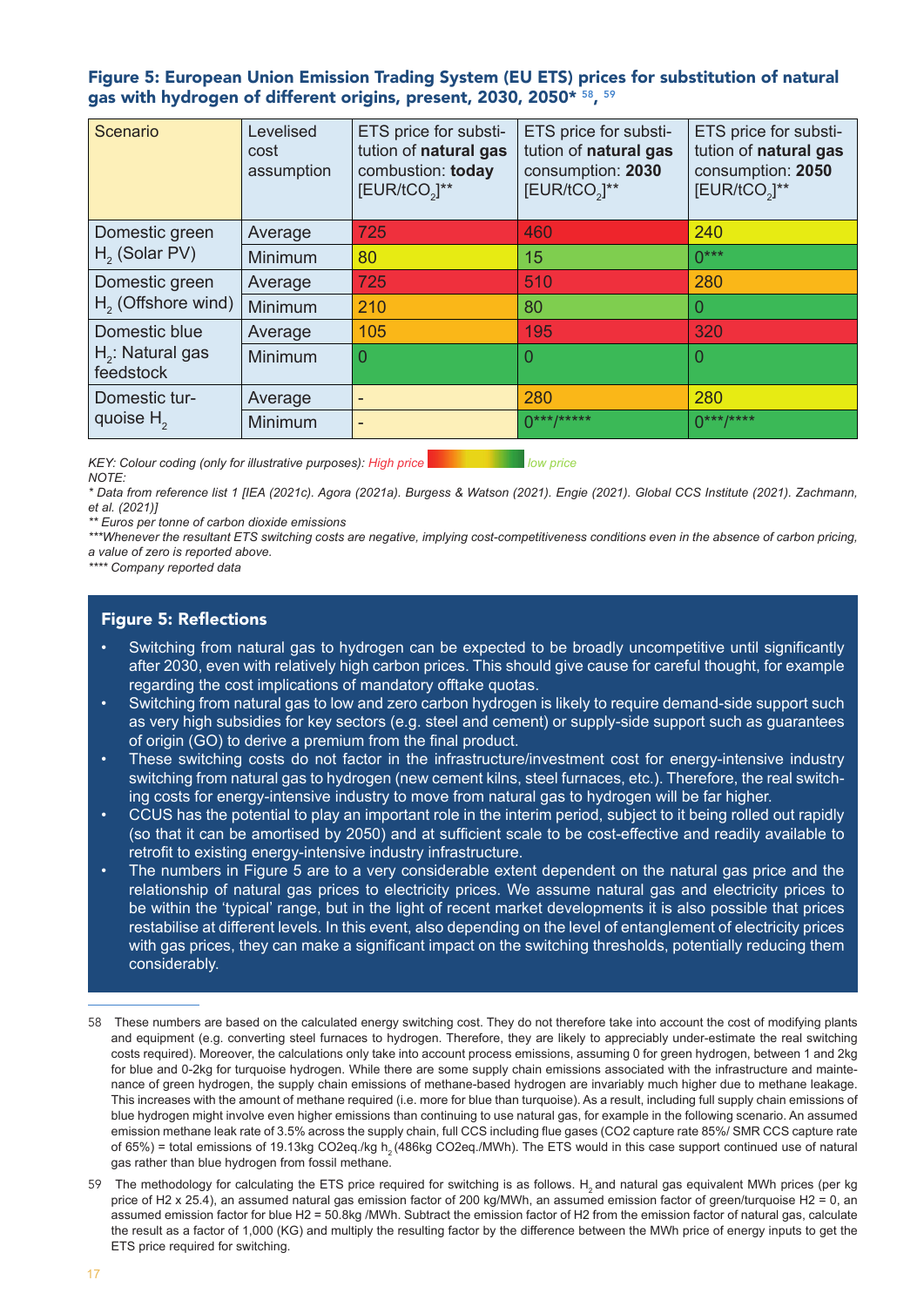### Figure 5: European Union Emission Trading System (EU ETS) prices for substitution of natural gas with hydrogen of different origins, present, 2030, 2050* [58], [59]

| Scenario | Levelised cost assumption | ETS price for substitution of **natural gas** combustion: **today** [EUR/t$CO_2$]** | ETS price for substitution of **natural gas** consumption: **2030** [EUR/t$CO_2$]** | ETS price for substitution of **natural gas** consumption: **2050** [EUR/t$CO_2$]** |
|---|---|---|---|---|
| Domestic green $H_2$ (Solar PV) | Average | 725 | 460 | 240 |
| | Minimum | 80 | 15 | 0*** |
| Domestic green $H_2$ (Offshore wind) | Average | 725 | 510 | 280 |
| | Minimum | 210 | 80 | 0 |
| Domestic blue $H_2$: Natural gas feedstock | Average | 105 | 195 | 320 |
| | Minimum | 0 | 0 | 0 |
| Domestic turquoise $H_2$ | Average | - | 280 | 280 |
| | Minimum | - | 0***/***** | 0***/**** |

*KEY: Colour coding (only for illustrative purposes): High price → low price*

*NOTE:*

*\* Data from reference list 1 [IEA (2021c). Agora (2021a). Burgess & Watson (2021). Engie (2021). Global CCS Institute (2021). Zachmann, et al. (2021)]*

*\*\* Euros per tonne of carbon dioxide emissions*

*\*\*\*Whenever the resultant ETS switching costs are negative, implying cost-competitiveness conditions even in the absence of carbon pricing, a value of zero is reported above.*

*\*\*\*\* Company reported data*

#### Figure 5: Reflections

- Switching from natural gas to hydrogen can be expected to be broadly uncompetitive until significantly after 2030, even with relatively high carbon prices. This should give cause for careful thought, for example regarding the cost implications of mandatory offtake quotas.
- Switching from natural gas to low and zero carbon hydrogen is likely to require demand-side support such as very high subsidies for key sectors (e.g. steel and cement) or supply-side support such as guarantees of origin (GO) to derive a premium from the final product.
- These switching costs do not factor in the infrastructure/investment cost for energy-intensive industry switching from natural gas to hydrogen (new cement kilns, steel furnaces, etc.). Therefore, the real switching costs for energy-intensive industry to move from natural gas to hydrogen will be far higher.
- CCUS has the potential to play an important role in the interim period, subject to it being rolled out rapidly (so that it can be amortised by 2050) and at sufficient scale to be cost-effective and readily available to retrofit to existing energy-intensive industry infrastructure.
- The numbers in Figure 5 are to a very considerable extent dependent on the natural gas price and the relationship of natural gas prices to electricity prices. We assume natural gas and electricity prices to be within the 'typical' range, but in the light of recent market developments it is also possible that prices restabilise at different levels. In this event, also depending on the level of entanglement of electricity prices with gas prices, they can make a significant impact on the switching thresholds, potentially reducing them considerably.

---

58 These numbers are based on the calculated energy switching cost. They do not therefore take into account the cost of modifying plants and equipment (e.g. converting steel furnaces to hydrogen. Therefore, they are likely to appreciably under-estimate the real switching costs required). Moreover, the calculations only take into account process emissions, assuming 0 for green hydrogen, between 1 and 2kg for blue and 0-2kg for turquoise hydrogen. While there are some supply chain emissions associated with the infrastructure and maintenance of green hydrogen, the supply chain emissions of methane-based hydrogen are invariably much higher due to methane leakage. This increases with the amount of methane required (i.e. more for blue than turquoise). As a result, including full supply chain emissions of blue hydrogen might involve even higher emissions than continuing to use natural gas, for example in the following scenario. An assumed emission methane leak rate of 3.5% across the supply chain, full CCS including flue gases (CO2 capture rate 85%/ SMR CCS capture rate of 65%) = total emissions of 19.13kg CO2eq./kg $h_2$ (486kg CO2eq./MWh). The ETS would in this case support continued use of natural gas rather than blue hydrogen from fossil methane.

59 The methodology for calculating the ETS price required for switching is as follows. $H_2$ and natural gas equivalent MWh prices (per kg price of H2 x 25.4), an assumed natural gas emission factor of 200 kg/MWh, an assumed emission factor of green/turquoise H2 = 0, an assumed emission factor for blue H2 = 50.8kg /MWh. Subtract the emission factor of H2 from the emission factor of natural gas, calculate the result as a factor of 1,000 (KG) and multiply the resulting factor by the difference between the MWh price of energy inputs to get the ETS price required for switching.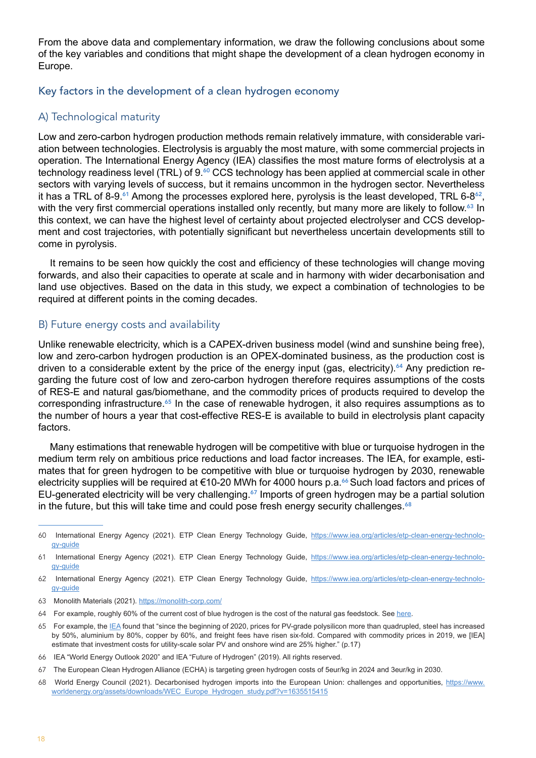From the above data and complementary information, we draw the following conclusions about some of the key variables and conditions that might shape the development of a clean hydrogen economy in Europe.

## Key factors in the development of a clean hydrogen economy

### A) Technological maturity

Low and zero-carbon hydrogen production methods remain relatively immature, with considerable variation between technologies. Electrolysis is arguably the most mature, with some commercial projects in operation. The International Energy Agency (IEA) classifies the most mature forms of electrolysis at a technology readiness level (TRL) of 9.[60] CCS technology has been applied at commercial scale in other sectors with varying levels of success, but it remains uncommon in the hydrogen sector. Nevertheless it has a TRL of 8-9.[61] Among the processes explored here, pyrolysis is the least developed, TRL 6-8[62], with the very first commercial operations installed only recently, but many more are likely to follow.[63] In this context, we can have the highest level of certainty about projected electrolyser and CCS development and cost trajectories, with potentially significant but nevertheless uncertain developments still to come in pyrolysis.

It remains to be seen how quickly the cost and efficiency of these technologies will change moving forwards, and also their capacities to operate at scale and in harmony with wider decarbonisation and land use objectives. Based on the data in this study, we expect a combination of technologies to be required at different points in the coming decades.

### B) Future energy costs and availability

Unlike renewable electricity, which is a CAPEX-driven business model (wind and sunshine being free), low and zero-carbon hydrogen production is an OPEX-dominated business, as the production cost is driven to a considerable extent by the price of the energy input (gas, electricity).[64] Any prediction regarding the future cost of low and zero-carbon hydrogen therefore requires assumptions of the costs of RES-E and natural gas/biomethane, and the commodity prices of products required to develop the corresponding infrastructure.[65] In the case of renewable hydrogen, it also requires assumptions as to the number of hours a year that cost-effective RES-E is available to build in electrolysis plant capacity factors.

Many estimations that renewable hydrogen will be competitive with blue or turquoise hydrogen in the medium term rely on ambitious price reductions and load factor increases. The IEA, for example, estimates that for green hydrogen to be competitive with blue or turquoise hydrogen by 2030, renewable electricity supplies will be required at €10-20 MWh for 4000 hours p.a.[66] Such load factors and prices of EU-generated electricity will be very challenging.[67] Imports of green hydrogen may be a partial solution in the future, but this will take time and could pose fresh energy security challenges.[68]

---

60 International Energy Agency (2021). ETP Clean Energy Technology Guide, https://www.iea.org/articles/etp-clean-energy-technology-guide

61 International Energy Agency (2021). ETP Clean Energy Technology Guide, https://www.iea.org/articles/etp-clean-energy-technology-guide

62 International Energy Agency (2021). ETP Clean Energy Technology Guide, https://www.iea.org/articles/etp-clean-energy-technology-guide

63 Monolith Materials (2021). https://monolith-corp.com/

64 For example, roughly 60% of the current cost of blue hydrogen is the cost of the natural gas feedstock. See here.

65 For example, the IEA found that "since the beginning of 2020, prices for PV-grade polysilicon more than quadrupled, steel has increased by 50%, aluminium by 80%, copper by 60%, and freight fees have risen six-fold. Compared with commodity prices in 2019, we [IEA] estimate that investment costs for utility-scale solar PV and onshore wind are 25% higher." (p.17)

66 IEA "World Energy Outlook 2020" and IEA "Future of Hydrogen" (2019). All rights reserved.

67 The European Clean Hydrogen Alliance (ECHA) is targeting green hydrogen costs of 5eur/kg in 2024 and 3eur/kg in 2030.

68 World Energy Council (2021). Decarbonised hydrogen imports into the European Union: challenges and opportunities, https://www.worldenergy.org/assets/downloads/WEC_Europe_Hydrogen_study.pdf?v=1635515415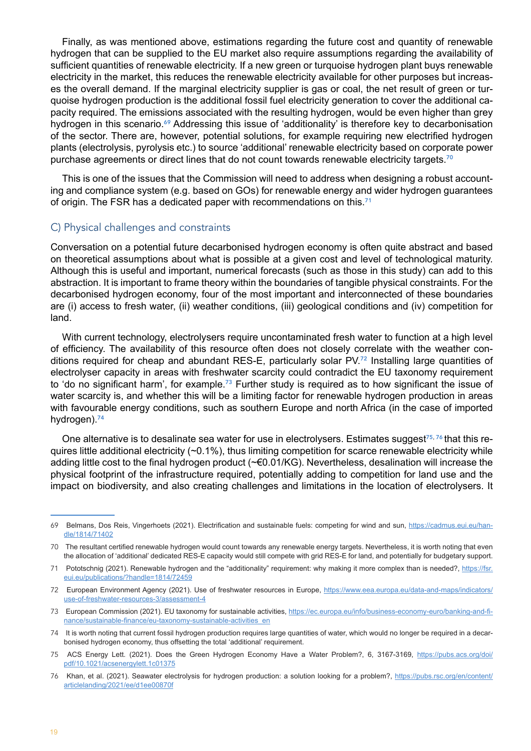Finally, as was mentioned above, estimations regarding the future cost and quantity of renewable hydrogen that can be supplied to the EU market also require assumptions regarding the availability of sufficient quantities of renewable electricity. If a new green or turquoise hydrogen plant buys renewable electricity in the market, this reduces the renewable electricity available for other purposes but increases the overall demand. If the marginal electricity supplier is gas or coal, the net result of green or turquoise hydrogen production is the additional fossil fuel electricity generation to cover the additional capacity required. The emissions associated with the resulting hydrogen, would be even higher than grey hydrogen in this scenario.[69] Addressing this issue of 'additionality' is therefore key to decarbonisation of the sector. There are, however, potential solutions, for example requiring new electrified hydrogen plants (electrolysis, pyrolysis etc.) to source 'additional' renewable electricity based on corporate power purchase agreements or direct lines that do not count towards renewable electricity targets.[70]

This is one of the issues that the Commission will need to address when designing a robust accounting and compliance system (e.g. based on GOs) for renewable energy and wider hydrogen guarantees of origin. The FSR has a dedicated paper with recommendations on this.[71]

### C) Physical challenges and constraints

Conversation on a potential future decarbonised hydrogen economy is often quite abstract and based on theoretical assumptions about what is possible at a given cost and level of technological maturity. Although this is useful and important, numerical forecasts (such as those in this study) can add to this abstraction. It is important to frame theory within the boundaries of tangible physical constraints. For the decarbonised hydrogen economy, four of the most important and interconnected of these boundaries are (i) access to fresh water, (ii) weather conditions, (iii) geological conditions and (iv) competition for land.

With current technology, electrolysers require uncontaminated fresh water to function at a high level of efficiency. The availability of this resource often does not closely correlate with the weather conditions required for cheap and abundant RES-E, particularly solar PV.[72] Installing large quantities of electrolyser capacity in areas with freshwater scarcity could contradict the EU taxonomy requirement to 'do no significant harm', for example.[73] Further study is required as to how significant the issue of water scarcity is, and whether this will be a limiting factor for renewable hydrogen production in areas with favourable energy conditions, such as southern Europe and north Africa (in the case of imported hydrogen).[74]

One alternative is to desalinate sea water for use in electrolysers. Estimates suggest[75, 76] that this requires little additional electricity (~0.1%), thus limiting competition for scarce renewable electricity while adding little cost to the final hydrogen product (~€0.01/KG). Nevertheless, desalination will increase the physical footprint of the infrastructure required, potentially adding to competition for land use and the impact on biodiversity, and also creating challenges and limitations in the location of electrolysers. It

---

69 Belmans, Dos Reis, Vingerhoets (2021). Electrification and sustainable fuels: competing for wind and sun, https://cadmus.eui.eu/handle/1814/71402

70 The resultant certified renewable hydrogen would count towards any renewable energy targets. Nevertheless, it is worth noting that even the allocation of 'additional' dedicated RES-E capacity would still compete with grid RES-E for land, and potentially for budgetary support.

71 Pototschnig (2021). Renewable hydrogen and the "additionality" requirement: why making it more complex than is needed?, https://fsr.eui.eu/publications/?handle=1814/72459

72 European Environment Agency (2021). Use of freshwater resources in Europe, https://www.eea.europa.eu/data-and-maps/indicators/use-of-freshwater-resources-3/assessment-4

73 European Commission (2021). EU taxonomy for sustainable activities, https://ec.europa.eu/info/business-economy-euro/banking-and-finance/sustainable-finance/eu-taxonomy-sustainable-activities_en

74 It is worth noting that current fossil hydrogen production requires large quantities of water, which would no longer be required in a decarbonised hydrogen economy, thus offsetting the total 'additional' requirement.

75 ACS Energy Lett. (2021). Does the Green Hydrogen Economy Have a Water Problem?, 6, 3167-3169, https://pubs.acs.org/doi/pdf/10.1021/acsenergylett.1c01375

76 Khan, et al. (2021). Seawater electrolysis for hydrogen production: a solution looking for a problem?, https://pubs.rsc.org/en/content/articlelanding/2021/ee/d1ee00870f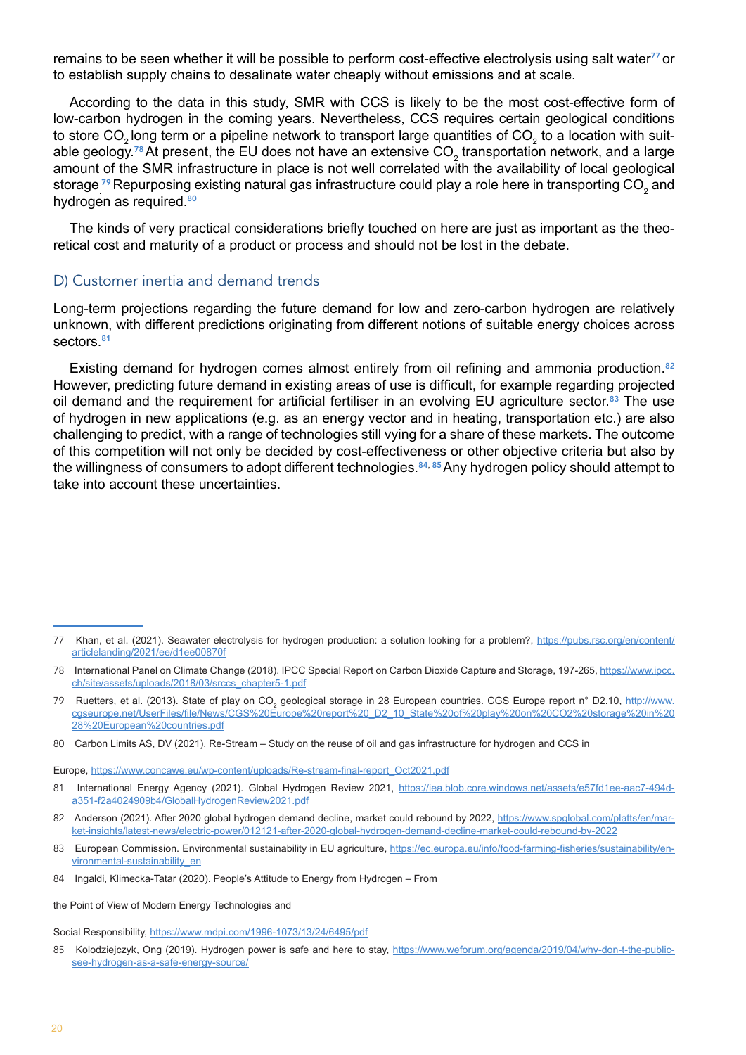remains to be seen whether it will be possible to perform cost-effective electrolysis using salt water[77] or to establish supply chains to desalinate water cheaply without emissions and at scale.

According to the data in this study, SMR with CCS is likely to be the most cost-effective form of low-carbon hydrogen in the coming years. Nevertheless, CCS requires certain geological conditions to store $CO_2$ long term or a pipeline network to transport large quantities of $CO_2$ to a location with suitable geology.[78] At present, the EU does not have an extensive $CO_2$ transportation network, and a large amount of the SMR infrastructure in place is not well correlated with the availability of local geological storage.[79] Repurposing existing natural gas infrastructure could play a role here in transporting $CO_2$ and hydrogen as required.[80]

The kinds of very practical considerations briefly touched on here are just as important as the theoretical cost and maturity of a product or process and should not be lost in the debate.

## D) Customer inertia and demand trends

Long-term projections regarding the future demand for low and zero-carbon hydrogen are relatively unknown, with different predictions originating from different notions of suitable energy choices across sectors.[81]

Existing demand for hydrogen comes almost entirely from oil refining and ammonia production.[82] However, predicting future demand in existing areas of use is difficult, for example regarding projected oil demand and the requirement for artificial fertiliser in an evolving EU agriculture sector.[83] The use of hydrogen in new applications (e.g. as an energy vector and in heating, transportation etc.) are also challenging to predict, with a range of technologies still vying for a share of these markets. The outcome of this competition will not only be decided by cost-effectiveness or other objective criteria but also by the willingness of consumers to adopt different technologies.[84, 85] Any hydrogen policy should attempt to take into account these uncertainties.

---

77 Khan, et al. (2021). Seawater electrolysis for hydrogen production: a solution looking for a problem?, https://pubs.rsc.org/en/content/articlelanding/2021/ee/d1ee00870f

78 International Panel on Climate Change (2018). IPCC Special Report on Carbon Dioxide Capture and Storage, 197-265, https://www.ipcc.ch/site/assets/uploads/2018/03/srccs_chapter5-1.pdf

79 Ruetters, et al. (2013). State of play on $CO_2$ geological storage in 28 European countries. CGS Europe report n° D2.10, http://www.cgseurope.net/UserFiles/file/News/CGS%20Europe%20report%20_D2_10_State%20of%20play%20on%20CO2%20storage%20in%2028%20European%20countries.pdf

80 Carbon Limits AS, DV (2021). Re-Stream – Study on the reuse of oil and gas infrastructure for hydrogen and CCS in Europe, https://www.concawe.eu/wp-content/uploads/Re-stream-final-report_Oct2021.pdf

81 International Energy Agency (2021). Global Hydrogen Review 2021, https://iea.blob.core.windows.net/assets/e57fd1ee-aac7-494d-a351-f2a4024909b4/GlobalHydrogenReview2021.pdf

82 Anderson (2021). After 2020 global hydrogen demand decline, market could rebound by 2022, https://www.spglobal.com/platts/en/market-insights/latest-news/electric-power/012121-after-2020-global-hydrogen-demand-decline-market-could-rebound-by-2022

83 European Commission. Environmental sustainability in EU agriculture, https://ec.europa.eu/info/food-farming-fisheries/sustainability/environmental-sustainability_en

84 Ingaldi, Klimecka-Tatar (2020). People's Attitude to Energy from Hydrogen – From the Point of View of Modern Energy Technologies and Social Responsibility, https://www.mdpi.com/1996-1073/13/24/6495/pdf

85 Kolodziejczyk, Ong (2019). Hydrogen power is safe and here to stay, https://www.weforum.org/agenda/2019/04/why-don-t-the-public-see-hydrogen-as-a-safe-energy-source/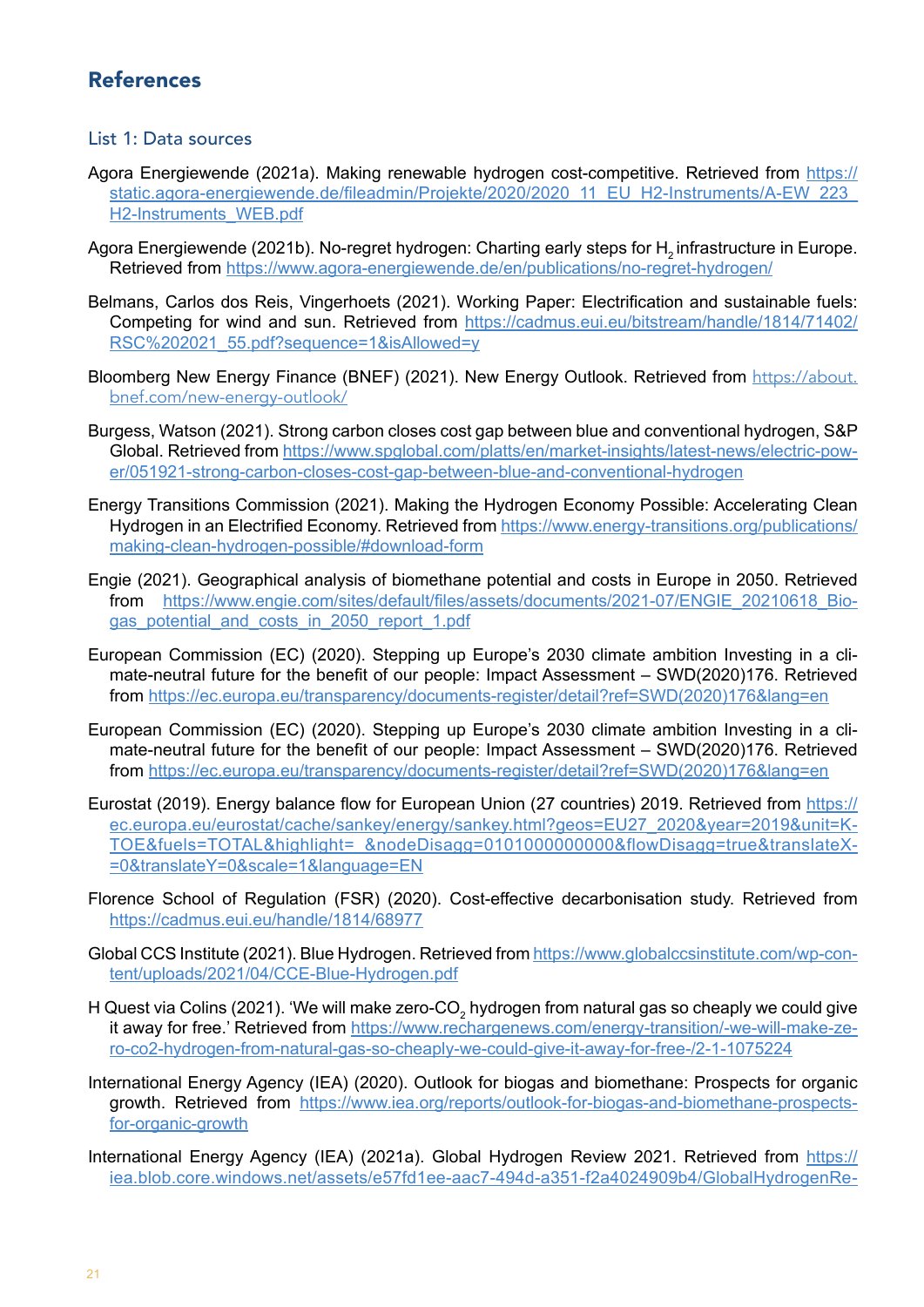## References

### List 1: Data sources

Agora Energiewende (2021a). Making renewable hydrogen cost-competitive. Retrieved from https://static.agora-energiewende.de/fileadmin/Projekte/2020/2020_11_EU_H2-Instruments/A-EW_223_H2-Instruments_WEB.pdf

Agora Energiewende (2021b). No-regret hydrogen: Charting early steps for $H_2$ infrastructure in Europe. Retrieved from https://www.agora-energiewende.de/en/publications/no-regret-hydrogen/

Belmans, Carlos dos Reis, Vingerhoets (2021). Working Paper: Electrification and sustainable fuels: Competing for wind and sun. Retrieved from https://cadmus.eui.eu/bitstream/handle/1814/71402/RSC%202021_55.pdf?sequence=1&isAllowed=y

Bloomberg New Energy Finance (BNEF) (2021). New Energy Outlook. Retrieved from https://about.bnef.com/new-energy-outlook/

Burgess, Watson (2021). Strong carbon closes cost gap between blue and conventional hydrogen, S&P Global. Retrieved from https://www.spglobal.com/platts/en/market-insights/latest-news/electric-power/051921-strong-carbon-closes-cost-gap-between-blue-and-conventional-hydrogen

Energy Transitions Commission (2021). Making the Hydrogen Economy Possible: Accelerating Clean Hydrogen in an Electrified Economy. Retrieved from https://www.energy-transitions.org/publications/making-clean-hydrogen-possible/#download-form

Engie (2021). Geographical analysis of biomethane potential and costs in Europe in 2050. Retrieved from https://www.engie.com/sites/default/files/assets/documents/2021-07/ENGIE_20210618_Biogas_potential_and_costs_in_2050_report_1.pdf

European Commission (EC) (2020). Stepping up Europe's 2030 climate ambition Investing in a climate-neutral future for the benefit of our people: Impact Assessment – SWD(2020)176. Retrieved from https://ec.europa.eu/transparency/documents-register/detail?ref=SWD(2020)176&lang=en

European Commission (EC) (2020). Stepping up Europe's 2030 climate ambition Investing in a climate-neutral future for the benefit of our people: Impact Assessment – SWD(2020)176. Retrieved from https://ec.europa.eu/transparency/documents-register/detail?ref=SWD(2020)176&lang=en

Eurostat (2019). Energy balance flow for European Union (27 countries) 2019. Retrieved from https://ec.europa.eu/eurostat/cache/sankey/energy/sankey.html?geos=EU27_2020&year=2019&unit=KTOE&fuels=TOTAL&highlight=_&nodeDisagg=0101000000000&flowDisagg=true&translateX=0&translateY=0&scale=1&language=EN

Florence School of Regulation (FSR) (2020). Cost-effective decarbonisation study. Retrieved from https://cadmus.eui.eu/handle/1814/68977

Global CCS Institute (2021). Blue Hydrogen. Retrieved from https://www.globalccsinstitute.com/wp-content/uploads/2021/04/CCE-Blue-Hydrogen.pdf

H Quest via Colins (2021). 'We will make zero-$CO_2$ hydrogen from natural gas so cheaply we could give it away for free.' Retrieved from https://www.rechargenews.com/energy-transition/-we-will-make-zero-co2-hydrogen-from-natural-gas-so-cheaply-we-could-give-it-away-for-free-/2-1-1075224

International Energy Agency (IEA) (2020). Outlook for biogas and biomethane: Prospects for organic growth. Retrieved from https://www.iea.org/reports/outlook-for-biogas-and-biomethane-prospects-for-organic-growth

International Energy Agency (IEA) (2021a). Global Hydrogen Review 2021. Retrieved from https://iea.blob.core.windows.net/assets/e57fd1ee-aac7-494d-a351-f2a4024909b4/GlobalHydrogenRe-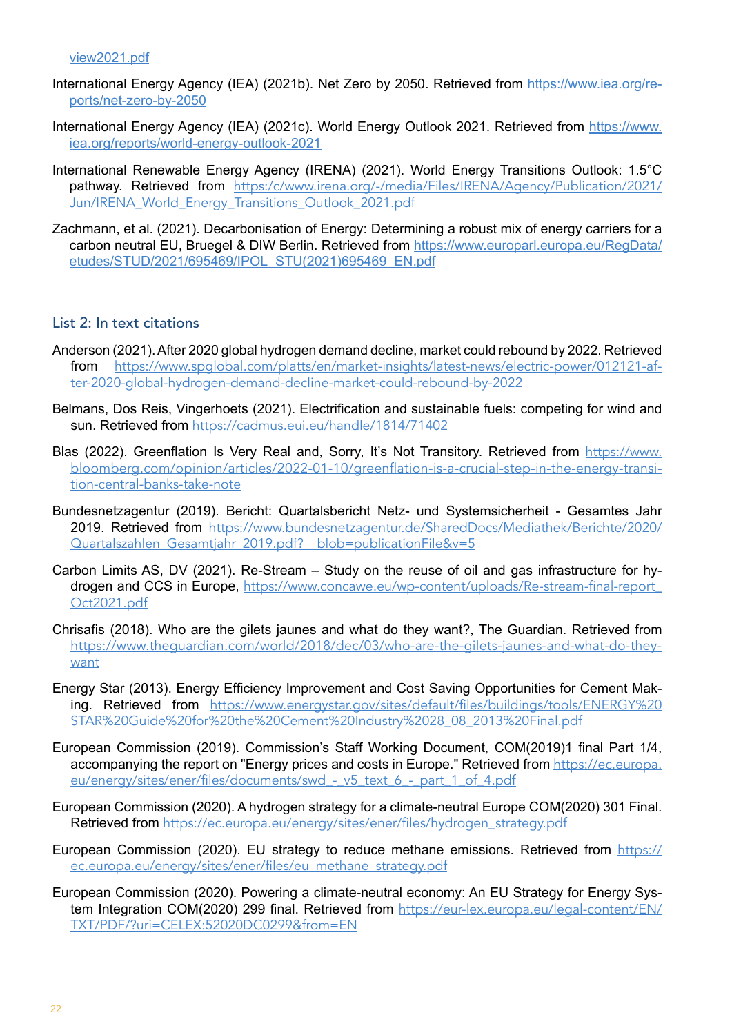view2021.pdf

International Energy Agency (IEA) (2021b). Net Zero by 2050. Retrieved from https://www.iea.org/reports/net-zero-by-2050

International Energy Agency (IEA) (2021c). World Energy Outlook 2021. Retrieved from https://www.iea.org/reports/world-energy-outlook-2021

International Renewable Energy Agency (IRENA) (2021). World Energy Transitions Outlook: 1.5°C pathway. Retrieved from https://c/www.irena.org/-/media/Files/IRENA/Agency/Publication/2021/Jun/IRENA_World_Energy_Transitions_Outlook_2021.pdf

Zachmann, et al. (2021). Decarbonisation of Energy: Determining a robust mix of energy carriers for a carbon neutral EU, Bruegel & DIW Berlin. Retrieved from https://www.europarl.europa.eu/RegData/etudes/STUD/2021/695469/IPOL_STU(2021)695469_EN.pdf

## List 2: In text citations

Anderson (2021). After 2020 global hydrogen demand decline, market could rebound by 2022. Retrieved from https://www.spglobal.com/platts/en/market-insights/latest-news/electric-power/012121-after-2020-global-hydrogen-demand-decline-market-could-rebound-by-2022

Belmans, Dos Reis, Vingerhoets (2021). Electrification and sustainable fuels: competing for wind and sun. Retrieved from https://cadmus.eui.eu/handle/1814/71402

Blas (2022). Greenflation Is Very Real and, Sorry, It's Not Transitory. Retrieved from https://www.bloomberg.com/opinion/articles/2022-01-10/greenflation-is-a-crucial-step-in-the-energy-transition-central-banks-take-note

Bundesnetzagentur (2019). Bericht: Quartalsbericht Netz- und Systemsicherheit - Gesamtes Jahr 2019. Retrieved from https://www.bundesnetzagentur.de/SharedDocs/Mediathek/Berichte/2020/Quartalszahlen_Gesamtjahr_2019.pdf?__blob=publicationFile&v=5

Carbon Limits AS, DV (2021). Re-Stream – Study on the reuse of oil and gas infrastructure for hydrogen and CCS in Europe, https://www.concawe.eu/wp-content/uploads/Re-stream-final-report_Oct2021.pdf

Chrisafis (2018). Who are the gilets jaunes and what do they want?, The Guardian. Retrieved from https://www.theguardian.com/world/2018/dec/03/who-are-the-gilets-jaunes-and-what-do-they-want

Energy Star (2013). Energy Efficiency Improvement and Cost Saving Opportunities for Cement Making. Retrieved from https://www.energystar.gov/sites/default/files/buildings/tools/ENERGY%20STAR%20Guide%20for%20the%20Cement%20Industry%2028_08_2013%20Final.pdf

European Commission (2019). Commission's Staff Working Document, COM(2019)1 final Part 1/4, accompanying the report on "Energy prices and costs in Europe." Retrieved from https://ec.europa.eu/energy/sites/ener/files/documents/swd_-_v5_text_6_-_part_1_of_4.pdf

European Commission (2020). A hydrogen strategy for a climate-neutral Europe COM(2020) 301 Final. Retrieved from https://ec.europa.eu/energy/sites/ener/files/hydrogen_strategy.pdf

European Commission (2020). EU strategy to reduce methane emissions. Retrieved from https://ec.europa.eu/energy/sites/ener/files/eu_methane_strategy.pdf

European Commission (2020). Powering a climate-neutral economy: An EU Strategy for Energy System Integration COM(2020) 299 final. Retrieved from https://eur-lex.europa.eu/legal-content/EN/TXT/PDF/?uri=CELEX:52020DC0299&from=EN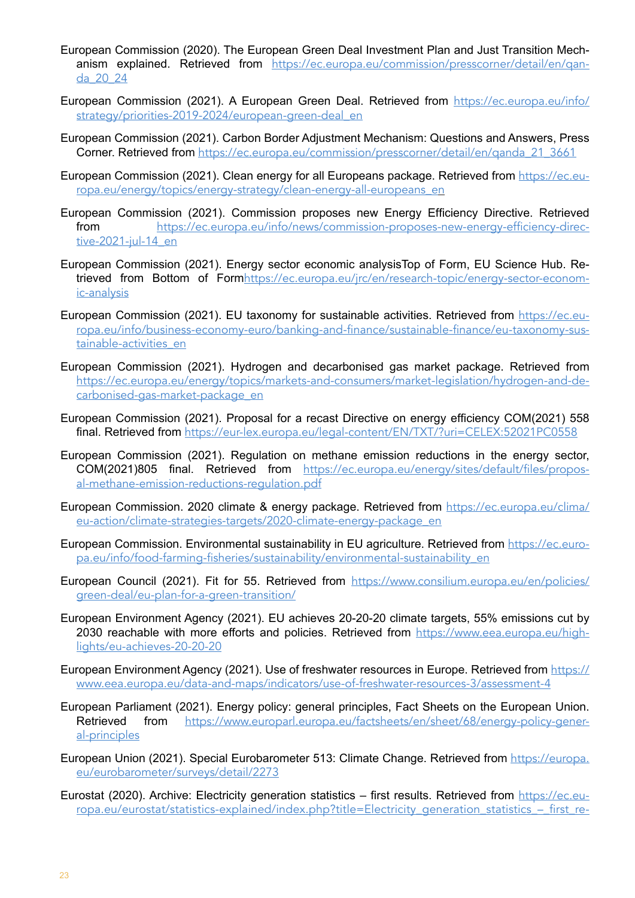European Commission (2020). The European Green Deal Investment Plan and Just Transition Mechanism explained. Retrieved from https://ec.europa.eu/commission/presscorner/detail/en/qanda_20_24

European Commission (2021). A European Green Deal. Retrieved from https://ec.europa.eu/info/strategy/priorities-2019-2024/european-green-deal_en

European Commission (2021). Carbon Border Adjustment Mechanism: Questions and Answers, Press Corner. Retrieved from https://ec.europa.eu/commission/presscorner/detail/en/qanda_21_3661

European Commission (2021). Clean energy for all Europeans package. Retrieved from https://ec.europa.eu/energy/topics/energy-strategy/clean-energy-all-europeans_en

European Commission (2021). Commission proposes new Energy Efficiency Directive. Retrieved from https://ec.europa.eu/info/news/commission-proposes-new-energy-efficiency-directive-2021-jul-14_en

European Commission (2021). Energy sector economic analysisTop of Form, EU Science Hub. Retrieved from Bottom of Formhttps://ec.europa.eu/jrc/en/research-topic/energy-sector-economic-analysis

European Commission (2021). EU taxonomy for sustainable activities. Retrieved from https://ec.europa.eu/info/business-economy-euro/banking-and-finance/sustainable-finance/eu-taxonomy-sustainable-activities_en

European Commission (2021). Hydrogen and decarbonised gas market package. Retrieved from https://ec.europa.eu/energy/topics/markets-and-consumers/market-legislation/hydrogen-and-decarbonised-gas-market-package_en

European Commission (2021). Proposal for a recast Directive on energy efficiency COM(2021) 558 final. Retrieved from https://eur-lex.europa.eu/legal-content/EN/TXT/?uri=CELEX:52021PC0558

European Commission (2021). Regulation on methane emission reductions in the energy sector, COM(2021)805 final. Retrieved from https://ec.europa.eu/energy/sites/default/files/proposal-methane-emission-reductions-regulation.pdf

European Commission. 2020 climate & energy package. Retrieved from https://ec.europa.eu/clima/eu-action/climate-strategies-targets/2020-climate-energy-package_en

European Commission. Environmental sustainability in EU agriculture. Retrieved from https://ec.europa.eu/info/food-farming-fisheries/sustainability/environmental-sustainability_en

European Council (2021). Fit for 55. Retrieved from https://www.consilium.europa.eu/en/policies/green-deal/eu-plan-for-a-green-transition/

European Environment Agency (2021). EU achieves 20-20-20 climate targets, 55% emissions cut by 2030 reachable with more efforts and policies. Retrieved from https://www.eea.europa.eu/highlights/eu-achieves-20-20-20

European Environment Agency (2021). Use of freshwater resources in Europe. Retrieved from https://www.eea.europa.eu/data-and-maps/indicators/use-of-freshwater-resources-3/assessment-4

European Parliament (2021). Energy policy: general principles, Fact Sheets on the European Union. Retrieved from https://www.europarl.europa.eu/factsheets/en/sheet/68/energy-policy-general-principles

European Union (2021). Special Eurobarometer 513: Climate Change. Retrieved from https://europa.eu/eurobarometer/surveys/detail/2273

Eurostat (2020). Archive: Electricity generation statistics – first results. Retrieved from https://ec.europa.eu/eurostat/statistics-explained/index.php?title=Electricity_generation_statistics_–_first_re-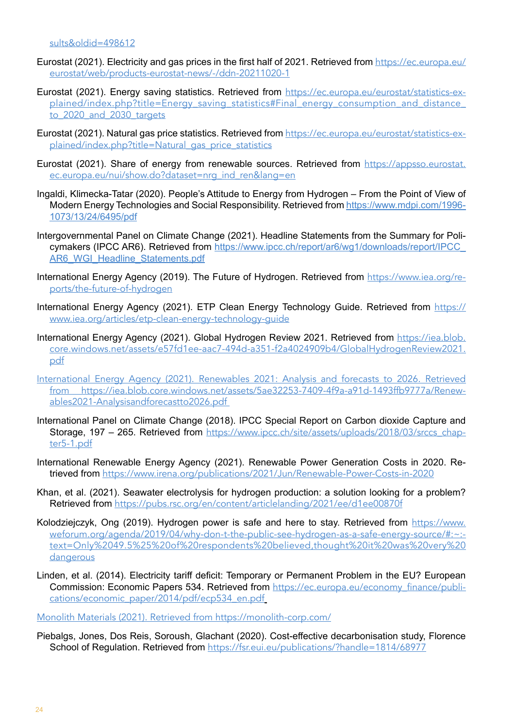sults&oldid=498612

Eurostat (2021). Electricity and gas prices in the first half of 2021. Retrieved from https://ec.europa.eu/eurostat/web/products-eurostat-news/-/ddn-20211020-1

Eurostat (2021). Energy saving statistics. Retrieved from https://ec.europa.eu/eurostat/statistics-explained/index.php?title=Energy_saving_statistics#Final_energy_consumption_and_distance_to_2020_and_2030_targets

Eurostat (2021). Natural gas price statistics. Retrieved from https://ec.europa.eu/eurostat/statistics-explained/index.php?title=Natural_gas_price_statistics

Eurostat (2021). Share of energy from renewable sources. Retrieved from https://appsso.eurostat.ec.europa.eu/nui/show.do?dataset=nrg_ind_ren&lang=en

Ingaldi, Klimecka-Tatar (2020). People's Attitude to Energy from Hydrogen – From the Point of View of Modern Energy Technologies and Social Responsibility. Retrieved from https://www.mdpi.com/1996-1073/13/24/6495/pdf

Intergovernmental Panel on Climate Change (2021). Headline Statements from the Summary for Policymakers (IPCC AR6). Retrieved from https://www.ipcc.ch/report/ar6/wg1/downloads/report/IPCC_AR6_WGI_Headline_Statements.pdf

International Energy Agency (2019). The Future of Hydrogen. Retrieved from https://www.iea.org/reports/the-future-of-hydrogen

International Energy Agency (2021). ETP Clean Energy Technology Guide. Retrieved from https://www.iea.org/articles/etp-clean-energy-technology-guide

International Energy Agency (2021). Global Hydrogen Review 2021. Retrieved from https://iea.blob.core.windows.net/assets/e57fd1ee-aac7-494d-a351-f2a4024909b4/GlobalHydrogenReview2021.pdf

International Energy Agency (2021). Renewables 2021: Analysis and forecasts to 2026. Retrieved from https://iea.blob.core.windows.net/assets/5ae32253-7409-4f9a-a91d-1493ffb9777a/Renewables2021-Analysisandforecastto2026.pdf

International Panel on Climate Change (2018). IPCC Special Report on Carbon dioxide Capture and Storage, 197 – 265. Retrieved from https://www.ipcc.ch/site/assets/uploads/2018/03/srccs_chapter5-1.pdf

International Renewable Energy Agency (2021). Renewable Power Generation Costs in 2020. Retrieved from https://www.irena.org/publications/2021/Jun/Renewable-Power-Costs-in-2020

Khan, et al. (2021). Seawater electrolysis for hydrogen production: a solution looking for a problem? Retrieved from https://pubs.rsc.org/en/content/articlelanding/2021/ee/d1ee00870f

Kolodziejczyk, Ong (2019). Hydrogen power is safe and here to stay. Retrieved from https://www.weforum.org/agenda/2019/04/why-don-t-the-public-see-hydrogen-as-a-safe-energy-source/#:~:text=Only%2049.5%25%20of%20respondents%20believed,thought%20it%20was%20very%20dangerous

Linden, et al. (2014). Electricity tariff deficit: Temporary or Permanent Problem in the EU? European Commission: Economic Papers 534. Retrieved from https://ec.europa.eu/economy_finance/publications/economic_paper/2014/pdf/ecp534_en.pdf

Monolith Materials (2021). Retrieved from https://monolith-corp.com/

Piebalgs, Jones, Dos Reis, Soroush, Glachant (2020). Cost-effective decarbonisation study, Florence School of Regulation. Retrieved from https://fsr.eui.eu/publications/?handle=1814/68977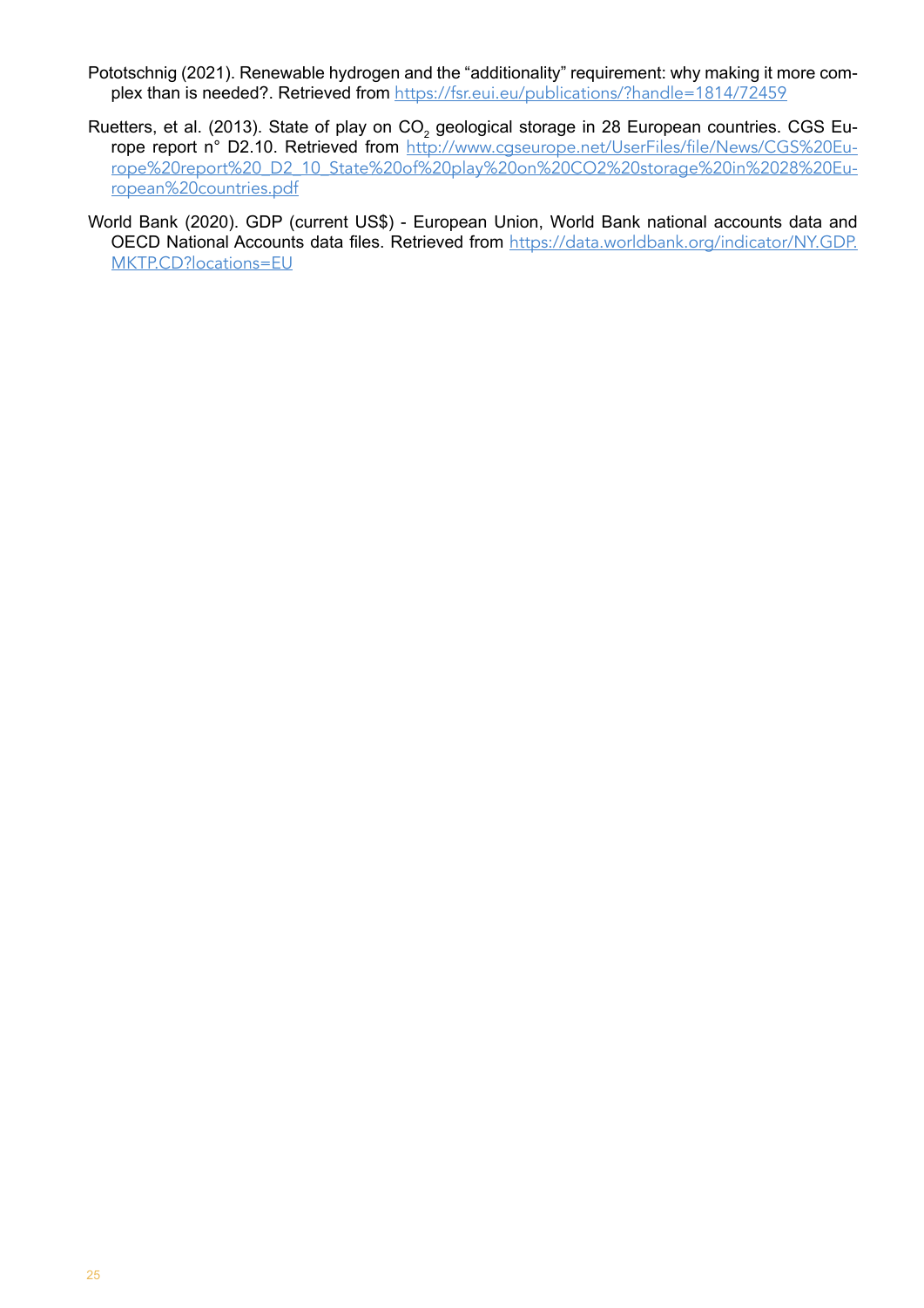Pototschnig (2021). Renewable hydrogen and the “additionality” requirement: why making it more complex than is needed?. Retrieved from https://fsr.eui.eu/publications/?handle=1814/72459

Ruetters, et al. (2013). State of play on $CO_2$ geological storage in 28 European countries. CGS Europe report n° D2.10. Retrieved from http://www.cgseurope.net/UserFiles/file/News/CGS%20Europe%20report%20_D2_10_State%20of%20play%20on%20CO2%20storage%20in%2028%20European%20countries.pdf

World Bank (2020). GDP (current US$) - European Union, World Bank national accounts data and OECD National Accounts data files. Retrieved from https://data.worldbank.org/indicator/NY.GDP.MKTP.CD?locations=EU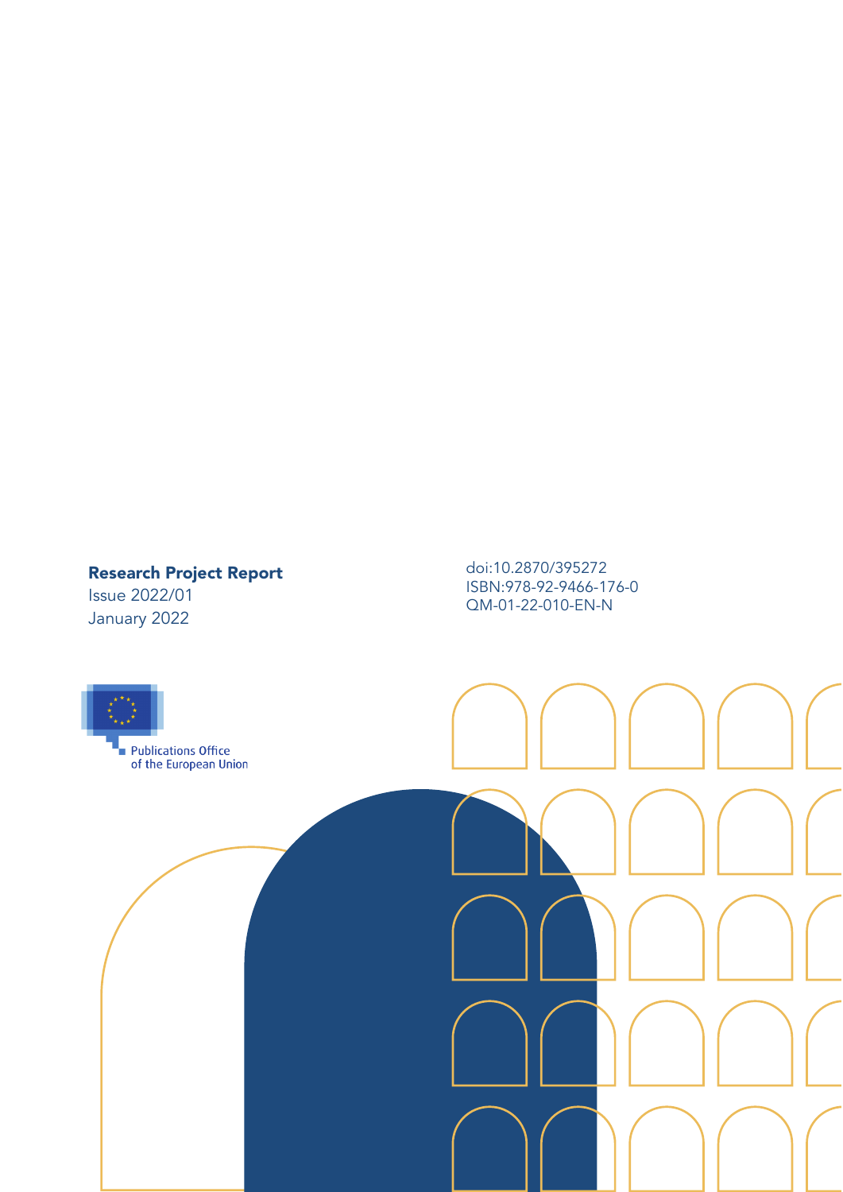**Research Project Report**
Issue 2022/01
January 2022

doi:10.2870/395272
ISBN:978-92-9466-176-0
QM-01-22-010-EN-N

Publications Office
of the European Union